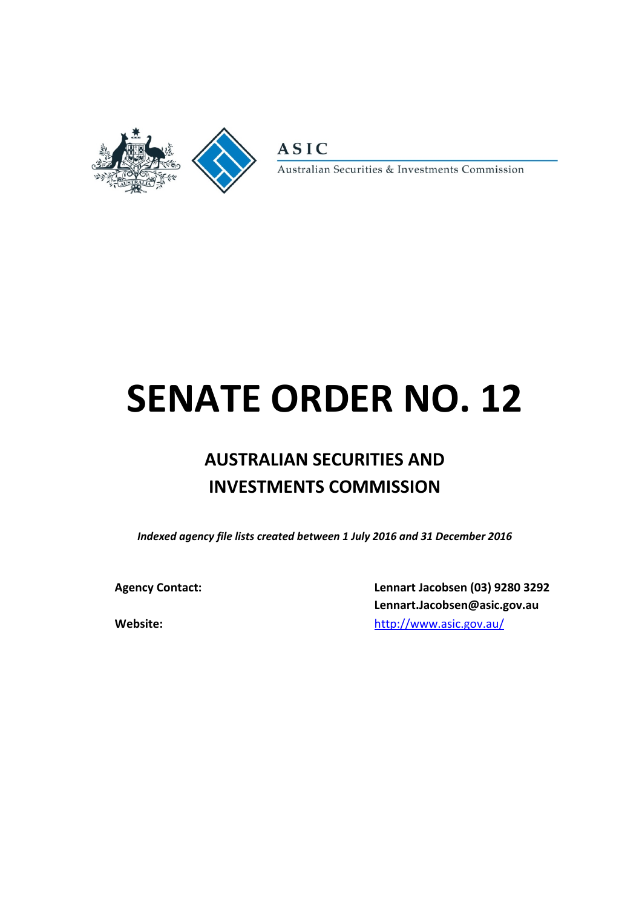ASIC

Australian Securities & Investments Commission

# SENATE ORDER NO. 12

## AUSTRALIAN SECURITIES AND INVESTMENTS COMMISSION

***Indexed agency file lists created between 1 July 2016 and 31 December 2016***

**Agency Contact:** **Lennart Jacobsen (03) 9280 3292**
**Lennart.Jacobsen@asic.gov.au**

**Website:** http://www.asic.gov.au/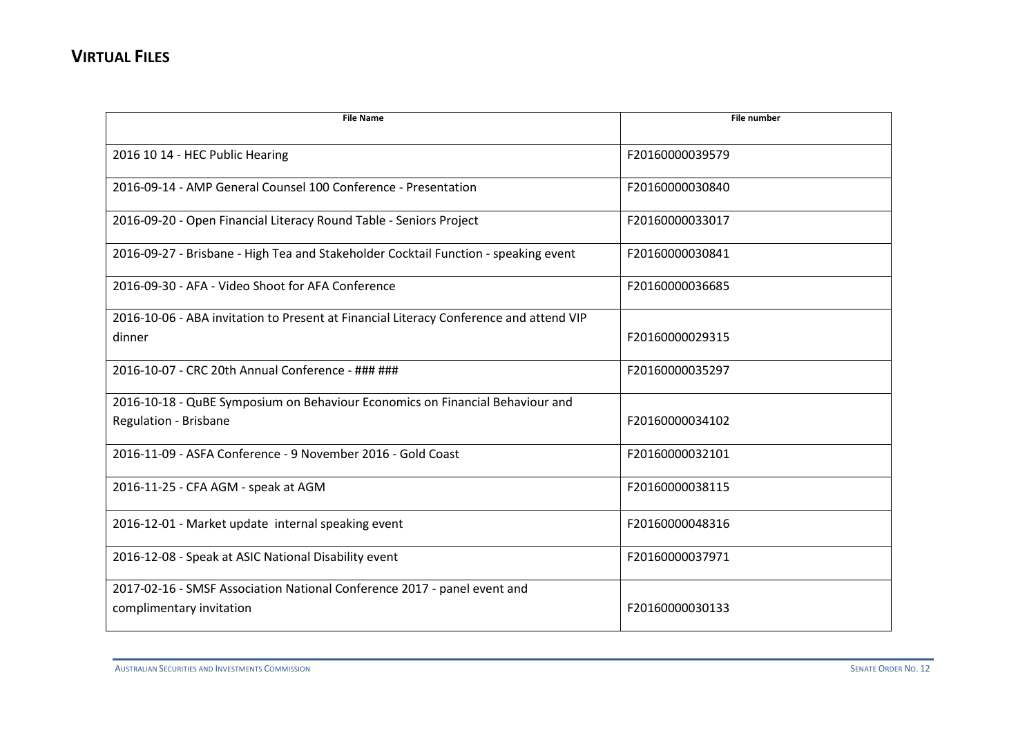## VIRTUAL FILES

| File Name | File number |
|---|---|
| 2016 10 14 - HEC Public Hearing | F20160000039579 |
| 2016-09-14 - AMP General Counsel 100 Conference - Presentation | F20160000030840 |
| 2016-09-20 - Open Financial Literacy Round Table - Seniors Project | F20160000033017 |
| 2016-09-27 - Brisbane - High Tea and Stakeholder Cocktail Function - speaking event | F20160000030841 |
| 2016-09-30 - AFA - Video Shoot for AFA Conference | F20160000036685 |
| 2016-10-06 - ABA invitation to Present at Financial Literacy Conference and attend VIP dinner | F20160000029315 |
| 2016-10-07 - CRC 20th Annual Conference - ### ### | F20160000035297 |
| 2016-10-18 - QuBE Symposium on Behaviour Economics on Financial Behaviour and Regulation - Brisbane | F20160000034102 |
| 2016-11-09 - ASFA Conference - 9 November 2016 - Gold Coast | F20160000032101 |
| 2016-11-25 - CFA AGM - speak at AGM | F20160000038115 |
| 2016-12-01 - Market update internal speaking event | F20160000048316 |
| 2016-12-08 - Speak at ASIC National Disability event | F20160000037971 |
| 2017-02-16 - SMSF Association National Conference 2017 - panel event and complimentary invitation | F20160000030133 |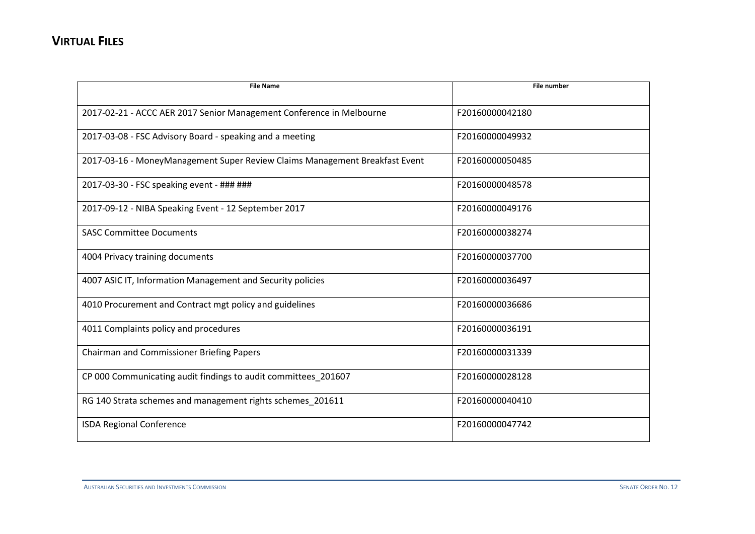## VIRTUAL FILES

| File Name | File number |
| --- | --- |
| 2017-02-21 - ACCC AER 2017 Senior Management Conference in Melbourne | F20160000042180 |
| 2017-03-08 - FSC Advisory Board - speaking and a meeting | F20160000049932 |
| 2017-03-16 - MoneyManagement Super Review Claims Management Breakfast Event | F20160000050485 |
| 2017-03-30 - FSC speaking event - ### ### | F20160000048578 |
| 2017-09-12 - NIBA Speaking Event - 12 September 2017 | F20160000049176 |
| SASC Committee Documents | F20160000038274 |
| 4004 Privacy training documents | F20160000037700 |
| 4007 ASIC IT, Information Management and Security policies | F20160000036497 |
| 4010 Procurement and Contract mgt policy and guidelines | F20160000036686 |
| 4011 Complaints policy and procedures | F20160000036191 |
| Chairman and Commissioner Briefing Papers | F20160000031339 |
| CP 000 Communicating audit findings to audit committees_201607 | F20160000028128 |
| RG 140 Strata schemes and management rights schemes_201611 | F20160000040410 |
| ISDA Regional Conference | F20160000047742 |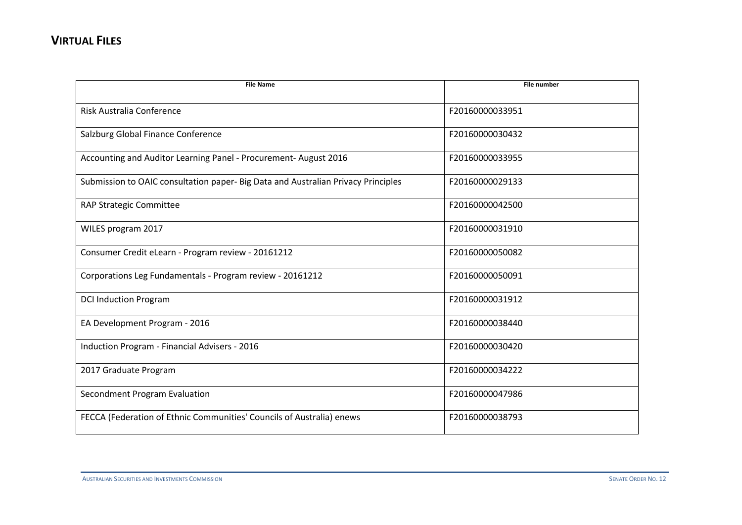## VIRTUAL FILES

| File Name | File number |
| --- | --- |
| Risk Australia Conference | F20160000033951 |
| Salzburg Global Finance Conference | F20160000030432 |
| Accounting and Auditor Learning Panel - Procurement- August 2016 | F20160000033955 |
| Submission to OAIC consultation paper- Big Data and Australian Privacy Principles | F20160000029133 |
| RAP Strategic Committee | F20160000042500 |
| WILES program 2017 | F20160000031910 |
| Consumer Credit eLearn - Program review - 20161212 | F20160000050082 |
| Corporations Leg Fundamentals - Program review - 20161212 | F20160000050091 |
| DCI Induction Program | F20160000031912 |
| EA Development Program - 2016 | F20160000038440 |
| Induction Program - Financial Advisers - 2016 | F20160000030420 |
| 2017 Graduate Program | F20160000034222 |
| Secondment Program Evaluation | F20160000047986 |
| FECCA (Federation of Ethnic Communities' Councils of Australia) enews | F20160000038793 |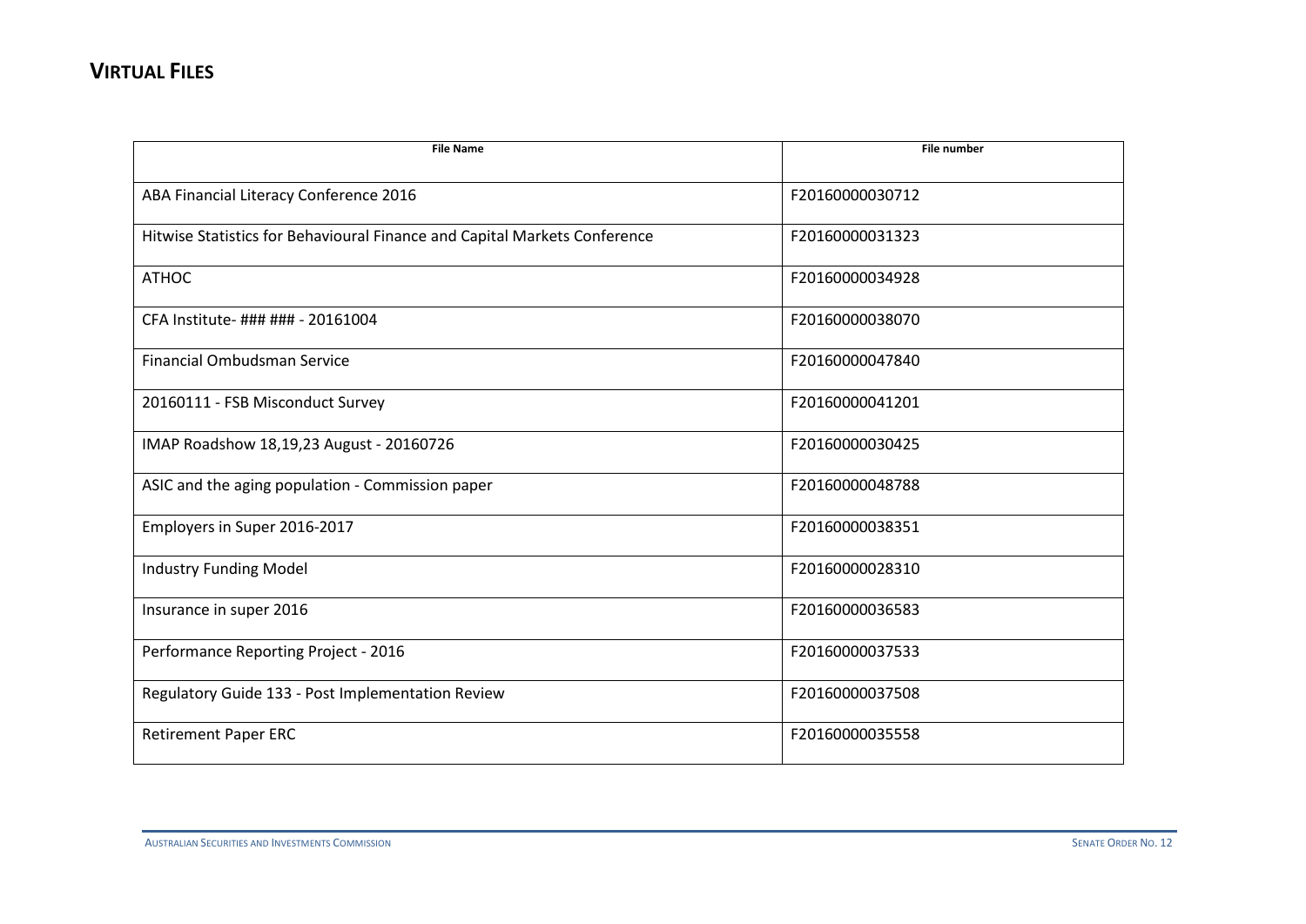## VIRTUAL FILES

| File Name | File number |
|---|---|
| ABA Financial Literacy Conference 2016 | F20160000030712 |
| Hitwise Statistics for Behavioural Finance and Capital Markets Conference | F20160000031323 |
| ATHOC | F20160000034928 |
| CFA Institute- ### ### - 20161004 | F20160000038070 |
| Financial Ombudsman Service | F20160000047840 |
| 20160111 - FSB Misconduct Survey | F20160000041201 |
| IMAP Roadshow 18,19,23 August - 20160726 | F20160000030425 |
| ASIC and the aging population - Commission paper | F20160000048788 |
| Employers in Super 2016-2017 | F20160000038351 |
| Industry Funding Model | F20160000028310 |
| Insurance in super 2016 | F20160000036583 |
| Performance Reporting Project - 2016 | F20160000037533 |
| Regulatory Guide 133 - Post Implementation Review | F20160000037508 |
| Retirement Paper ERC | F20160000035558 |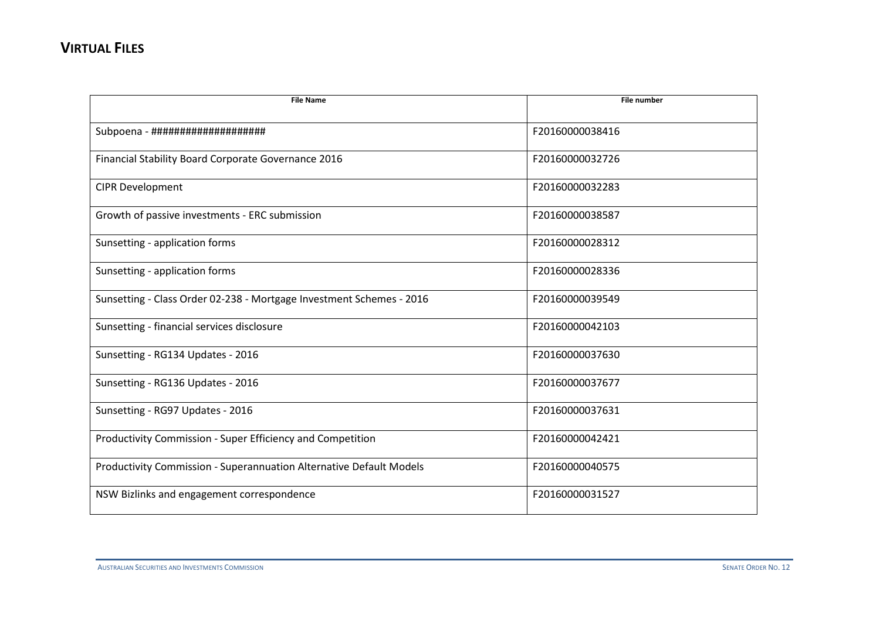## VIRTUAL FILES

| File Name | File number |
|---|---|
| Subpoena - ################### | F20160000038416 |
| Financial Stability Board Corporate Governance 2016 | F20160000032726 |
| CIPR Development | F20160000032283 |
| Growth of passive investments - ERC submission | F20160000038587 |
| Sunsetting - application forms | F20160000028312 |
| Sunsetting - application forms | F20160000028336 |
| Sunsetting - Class Order 02-238 - Mortgage Investment Schemes - 2016 | F20160000039549 |
| Sunsetting - financial services disclosure | F20160000042103 |
| Sunsetting - RG134 Updates - 2016 | F20160000037630 |
| Sunsetting - RG136 Updates - 2016 | F20160000037677 |
| Sunsetting - RG97 Updates - 2016 | F20160000037631 |
| Productivity Commission - Super Efficiency and Competition | F20160000042421 |
| Productivity Commission - Superannuation Alternative Default Models | F20160000040575 |
| NSW Bizlinks and engagement correspondence | F20160000031527 |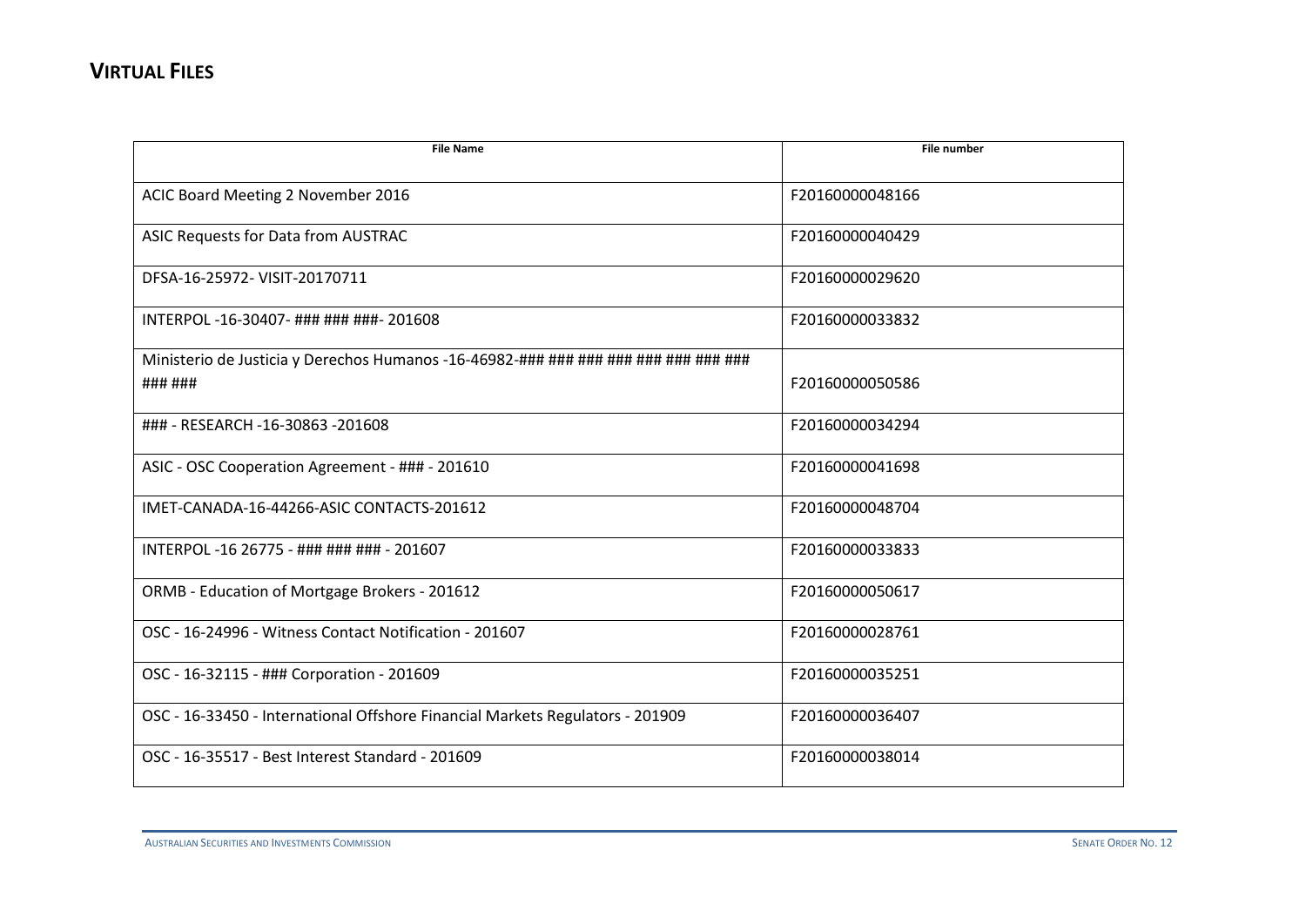## VIRTUAL FILES

| File Name | File number |
|---|---|
| ACIC Board Meeting 2 November 2016 | F20160000048166 |
| ASIC Requests for Data from AUSTRAC | F20160000040429 |
| DFSA-16-25972- VISIT-20170711 | F20160000029620 |
| INTERPOL -16-30407- ### ### ###- 201608 | F20160000033832 |
| Ministerio de Justicia y Derechos Humanos -16-46982-### ### ### ### ### ### ### ### ### | F20160000050586 |
| ### - RESEARCH -16-30863 -201608 | F20160000034294 |
| ASIC - OSC Cooperation Agreement - ### - 201610 | F20160000041698 |
| IMET-CANADA-16-44266-ASIC CONTACTS-201612 | F20160000048704 |
| INTERPOL -16 26775 - ### ### ### - 201607 | F20160000033833 |
| ORMB - Education of Mortgage Brokers - 201612 | F20160000050617 |
| OSC - 16-24996 - Witness Contact Notification - 201607 | F20160000028761 |
| OSC - 16-32115 - ### Corporation - 201609 | F20160000035251 |
| OSC - 16-33450 - International Offshore Financial Markets Regulators - 201909 | F20160000036407 |
| OSC - 16-35517 - Best Interest Standard - 201609 | F20160000038014 |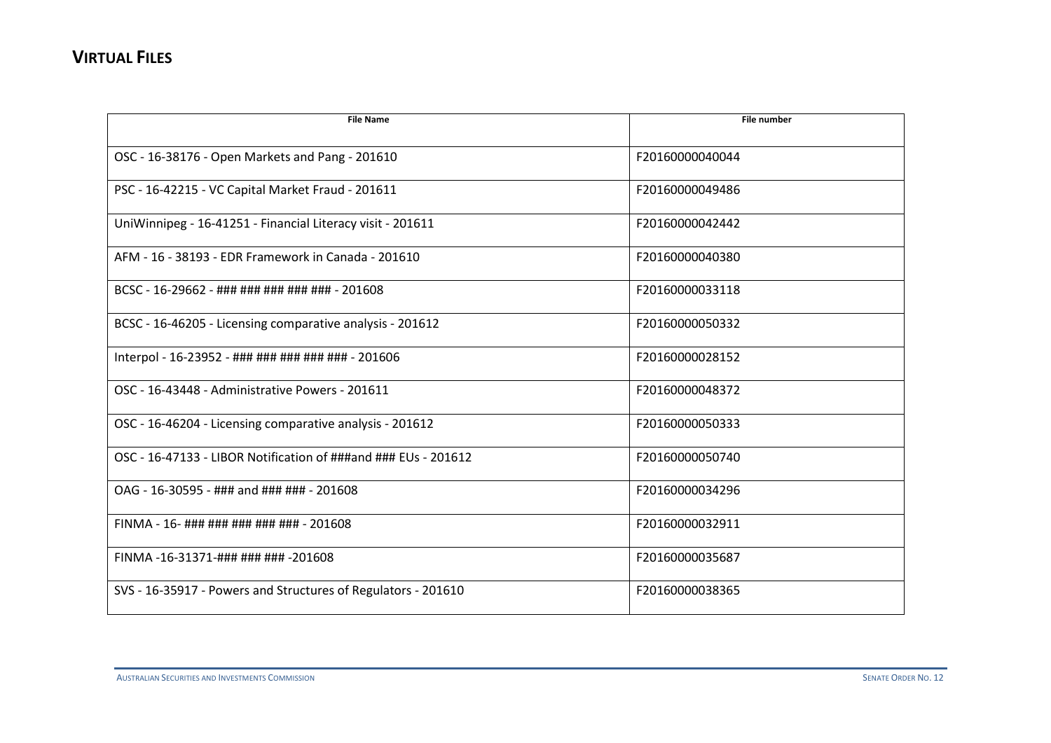## VIRTUAL FILES

| File Name | File number |
|---|---|
| OSC - 16-38176 - Open Markets and Pang - 201610 | F20160000040044 |
| PSC - 16-42215 - VC Capital Market Fraud - 201611 | F20160000049486 |
| UniWinnipeg - 16-41251 - Financial Literacy visit - 201611 | F20160000042442 |
| AFM - 16 - 38193 - EDR Framework in Canada - 201610 | F20160000040380 |
| BCSC - 16-29662 - ### ### ### ### ### - 201608 | F20160000033118 |
| BCSC - 16-46205 - Licensing comparative analysis - 201612 | F20160000050332 |
| Interpol - 16-23952 - ### ### ### ### ### - 201606 | F20160000028152 |
| OSC - 16-43448 - Administrative Powers - 201611 | F20160000048372 |
| OSC - 16-46204 - Licensing comparative analysis - 201612 | F20160000050333 |
| OSC - 16-47133 - LIBOR Notification of ###and ### EUs - 201612 | F20160000050740 |
| OAG - 16-30595 - ### and ### ### - 201608 | F20160000034296 |
| FINMA - 16- ### ### ### ### ### - 201608 | F20160000032911 |
| FINMA -16-31371-### ### ### -201608 | F20160000035687 |
| SVS - 16-35917 - Powers and Structures of Regulators - 201610 | F20160000038365 |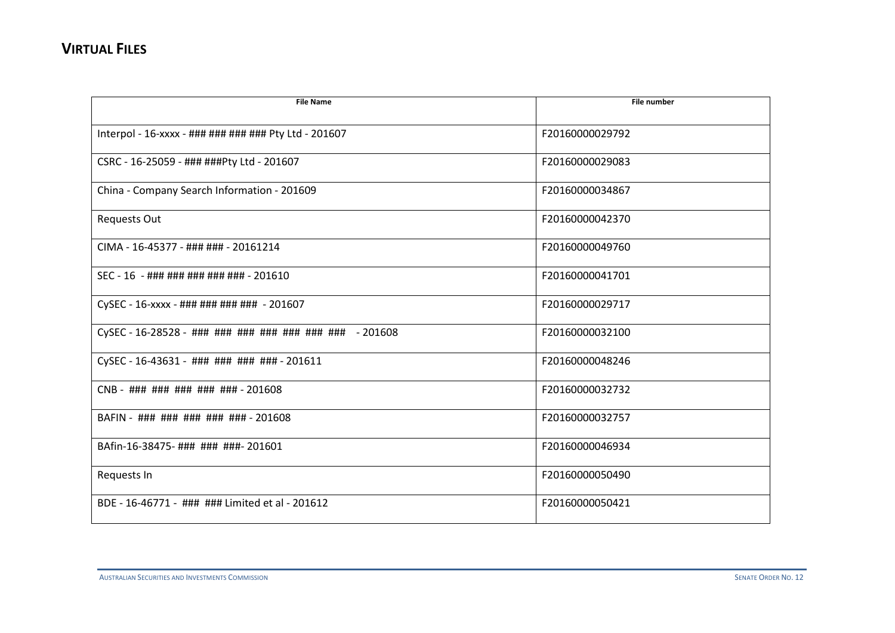## VIRTUAL FILES

| File Name | File number |
|---|---|
| Interpol - 16-xxxx - ### ### ### ### Pty Ltd - 201607 | F20160000029792 |
| CSRC - 16-25059 - ### ###Pty Ltd - 201607 | F20160000029083 |
| China - Company Search Information - 201609 | F20160000034867 |
| Requests Out | F20160000042370 |
| CIMA - 16-45377 - ### ### - 20161214 | F20160000049760 |
| SEC - 16 - ### ### ### ### ### - 201610 | F20160000041701 |
| CySEC - 16-xxxx - ### ### ### ### - 201607 | F20160000029717 |
| CySEC - 16-28528 - ### ### ### ### ### ### ### - 201608 | F20160000032100 |
| CySEC - 16-43631 - ### ### ### ### - 201611 | F20160000048246 |
| CNB - ### ### ### ### ### - 201608 | F20160000032732 |
| BAFIN - ### ### ### ### ### - 201608 | F20160000032757 |
| BAfin-16-38475- ### ### ###- 201601 | F20160000046934 |
| Requests In | F20160000050490 |
| BDE - 16-46771 - ### ### Limited et al - 201612 | F20160000050421 |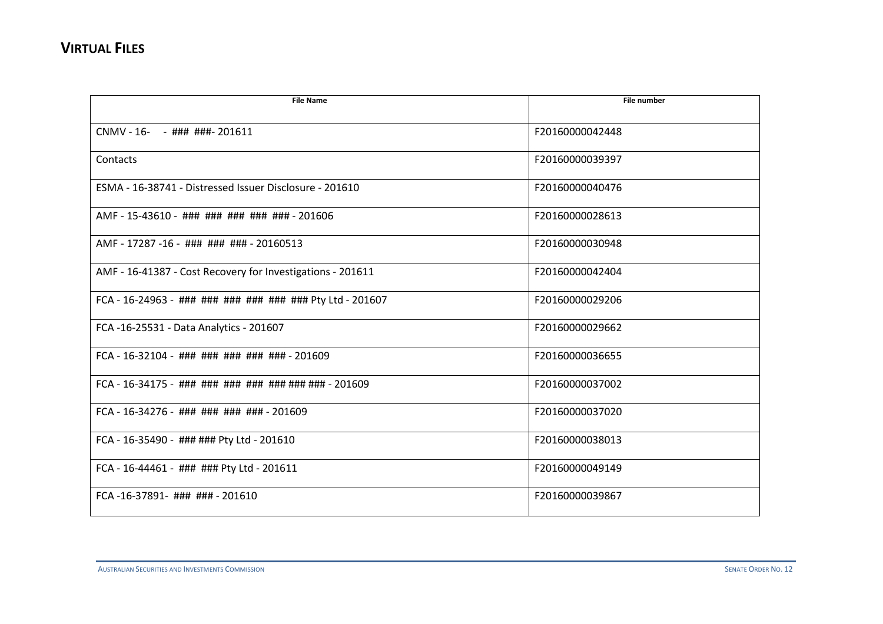## VIRTUAL FILES

| File Name | File number |
|---|---|
| CNMV - 16-    - ### ###- 201611 | F20160000042448 |
| Contacts | F20160000039397 |
| ESMA - 16-38741 - Distressed Issuer Disclosure - 201610 | F20160000040476 |
| AMF - 15-43610 -  ###  ###  ###  ###  ### - 201606 | F20160000028613 |
| AMF - 17287 -16 -  ###  ###  ### - 20160513 | F20160000030948 |
| AMF - 16-41387 - Cost Recovery for Investigations - 201611 | F20160000042404 |
| FCA - 16-24963 -  ###  ###  ###  ###  ###  ### Pty Ltd - 201607 | F20160000029206 |
| FCA -16-25531 - Data Analytics - 201607 | F20160000029662 |
| FCA - 16-32104 -  ###  ###  ###  ###  ### - 201609 | F20160000036655 |
| FCA - 16-34175 -  ###  ###  ###  ###  ### ### ### - 201609 | F20160000037002 |
| FCA - 16-34276 -  ###  ###  ###  ### - 201609 | F20160000037020 |
| FCA - 16-35490 -  ### ### Pty Ltd - 201610 | F20160000038013 |
| FCA - 16-44461 -  ###  ### Pty Ltd - 201611 | F20160000049149 |
| FCA -16-37891-  ###  ### - 201610 | F20160000039867 |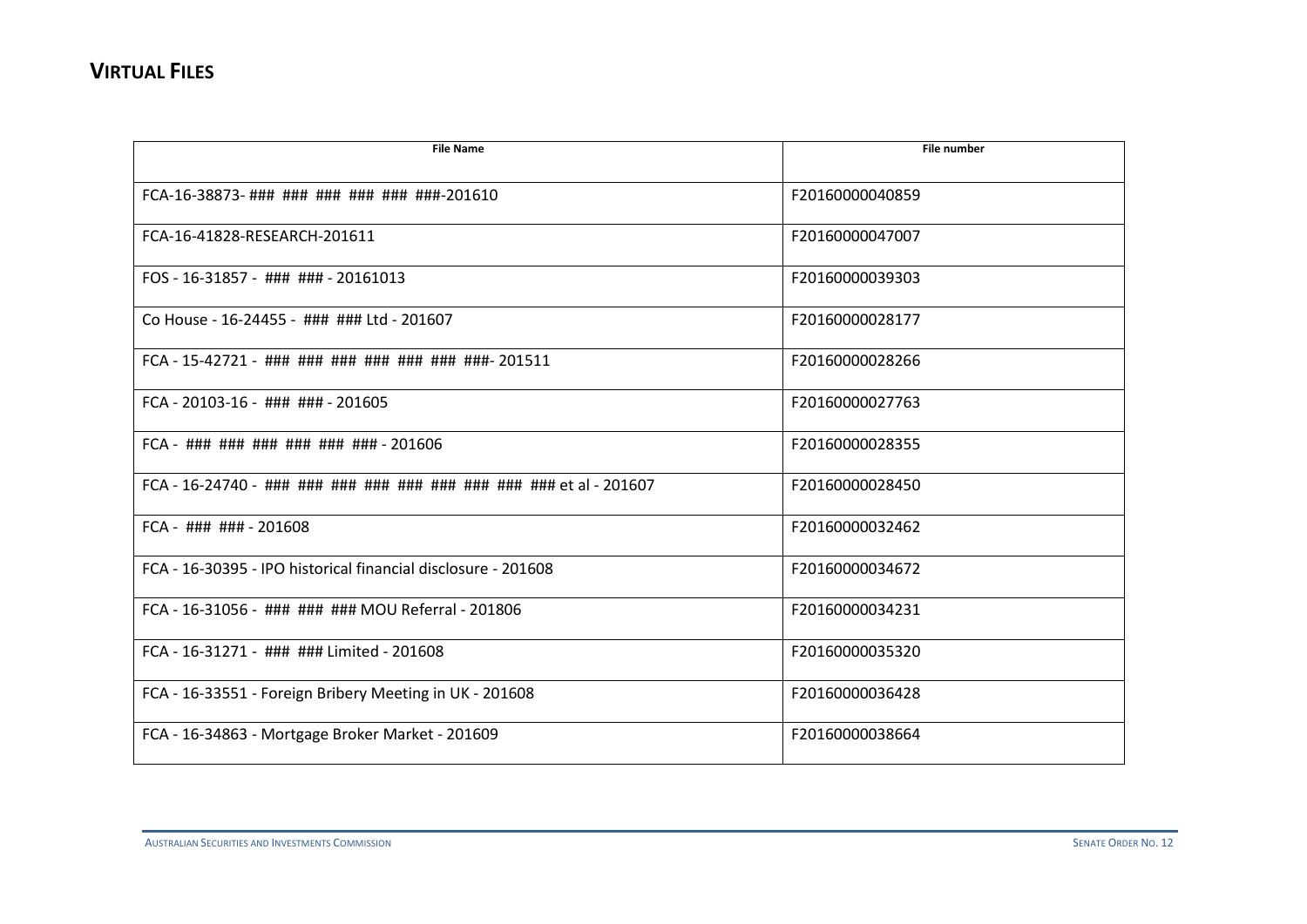## VIRTUAL FILES

| File Name | File number |
|---|---|
| FCA-16-38873- ### ### ### ### ### ###-201610 | F20160000040859 |
| FCA-16-41828-RESEARCH-201611 | F20160000047007 |
| FOS - 16-31857 - ### ### - 20161013 | F20160000039303 |
| Co House - 16-24455 - ### ### Ltd - 201607 | F20160000028177 |
| FCA - 15-42721 - ### ### ### ### ### ### ###- 201511 | F20160000028266 |
| FCA - 20103-16 - ### ### - 201605 | F20160000027763 |
| FCA - ### ### ### ### ### ### - 201606 | F20160000028355 |
| FCA - 16-24740 - ### ### ### ### ### ### ### ### ### et al - 201607 | F20160000028450 |
| FCA - ### ### - 201608 | F20160000032462 |
| FCA - 16-30395 - IPO historical financial disclosure - 201608 | F20160000034672 |
| FCA - 16-31056 - ### ### ### MOU Referral - 201806 | F20160000034231 |
| FCA - 16-31271 - ### ### Limited - 201608 | F20160000035320 |
| FCA - 16-33551 - Foreign Bribery Meeting in UK - 201608 | F20160000036428 |
| FCA - 16-34863 - Mortgage Broker Market - 201609 | F20160000038664 |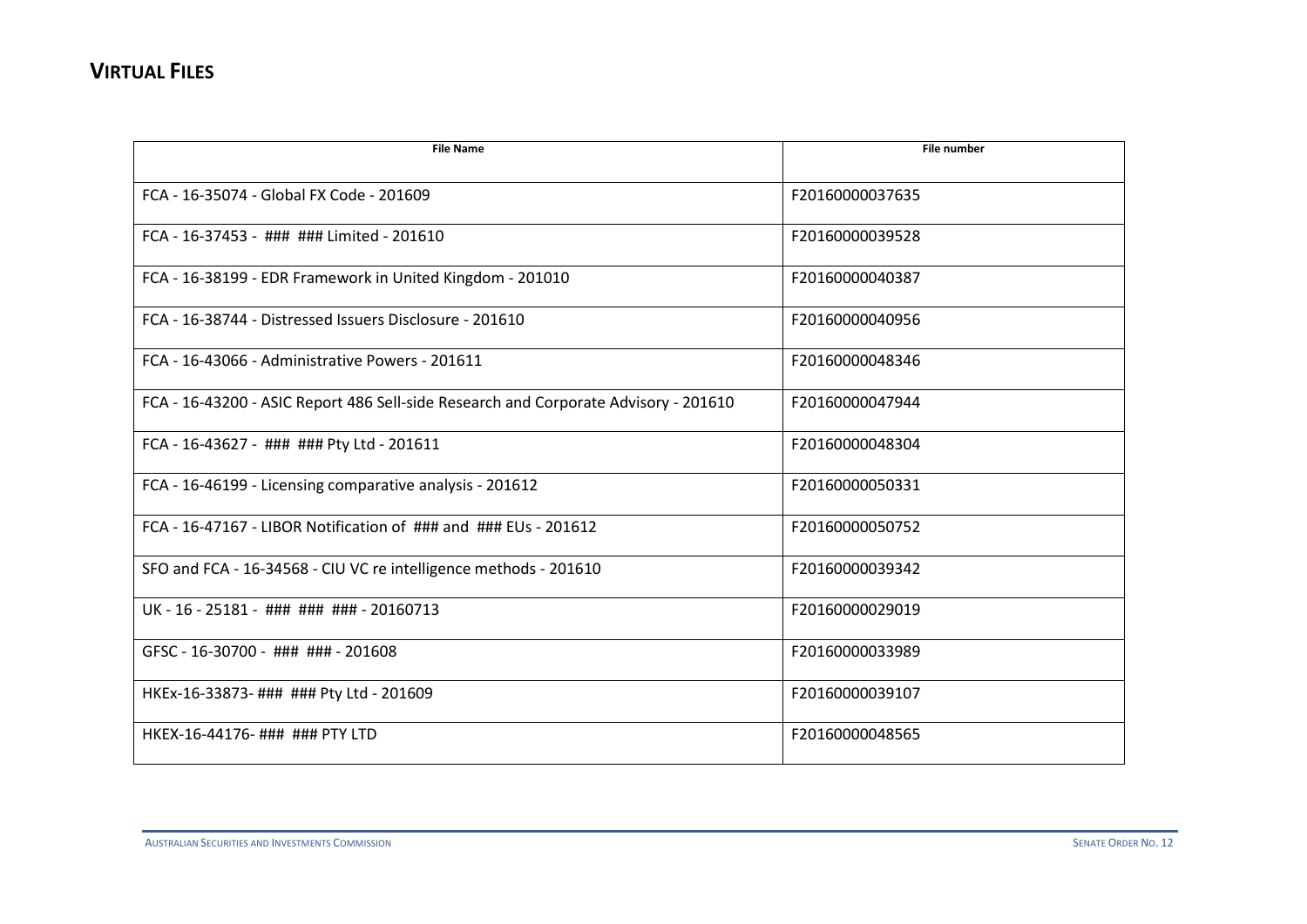## VIRTUAL FILES

| File Name | File number |
|---|---|
| FCA - 16-35074 - Global FX Code - 201609 | F20160000037635 |
| FCA - 16-37453 - ### ### Limited - 201610 | F20160000039528 |
| FCA - 16-38199 - EDR Framework in United Kingdom - 201010 | F20160000040387 |
| FCA - 16-38744 - Distressed Issuers Disclosure - 201610 | F20160000040956 |
| FCA - 16-43066 - Administrative Powers - 201611 | F20160000048346 |
| FCA - 16-43200 - ASIC Report 486 Sell-side Research and Corporate Advisory - 201610 | F20160000047944 |
| FCA - 16-43627 - ### ### Pty Ltd - 201611 | F20160000048304 |
| FCA - 16-46199 - Licensing comparative analysis - 201612 | F20160000050331 |
| FCA - 16-47167 - LIBOR Notification of ### and ### EUs - 201612 | F20160000050752 |
| SFO and FCA - 16-34568 - CIU VC re intelligence methods - 201610 | F20160000039342 |
| UK - 16 - 25181 - ### ### ### - 20160713 | F20160000029019 |
| GFSC - 16-30700 - ### ### - 201608 | F20160000033989 |
| HKEx-16-33873- ### ### Pty Ltd - 201609 | F20160000039107 |
| HKEX-16-44176- ### ### PTY LTD | F20160000048565 |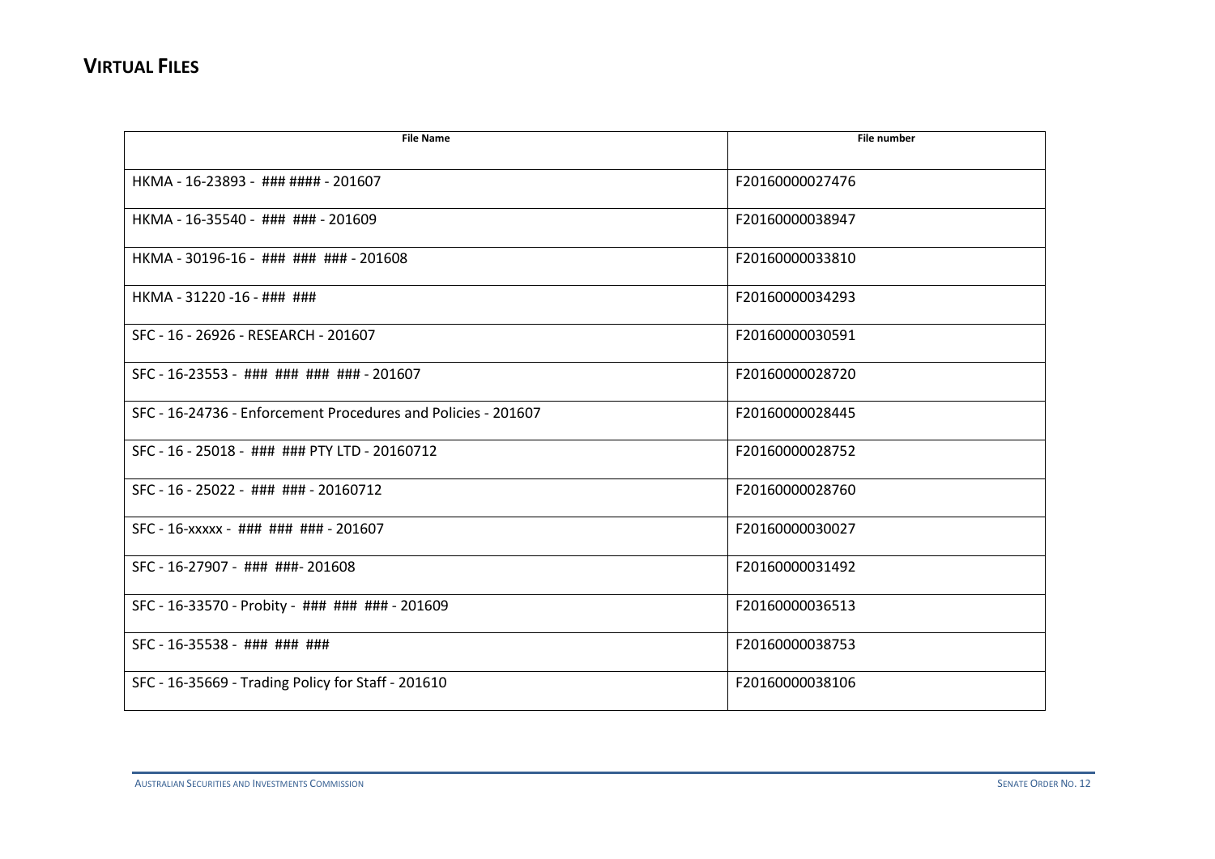## VIRTUAL FILES

| File Name | File number |
|---|---|
| HKMA - 16-23893 - ### #### - 201607 | F20160000027476 |
| HKMA - 16-35540 - ### ### - 201609 | F20160000038947 |
| HKMA - 30196-16 - ### ### ### - 201608 | F20160000033810 |
| HKMA - 31220 -16 - ### ### | F20160000034293 |
| SFC - 16 - 26926 - RESEARCH - 201607 | F20160000030591 |
| SFC - 16-23553 - ### ### ### ### - 201607 | F20160000028720 |
| SFC - 16-24736 - Enforcement Procedures and Policies - 201607 | F20160000028445 |
| SFC - 16 - 25018 - ### ### PTY LTD - 20160712 | F20160000028752 |
| SFC - 16 - 25022 - ### ### - 20160712 | F20160000028760 |
| SFC - 16-xxxxx - ### ### ### - 201607 | F20160000030027 |
| SFC - 16-27907 - ### ###- 201608 | F20160000031492 |
| SFC - 16-33570 - Probity - ### ### ### - 201609 | F20160000036513 |
| SFC - 16-35538 - ### ### ### | F20160000038753 |
| SFC - 16-35669 - Trading Policy for Staff - 201610 | F20160000038106 |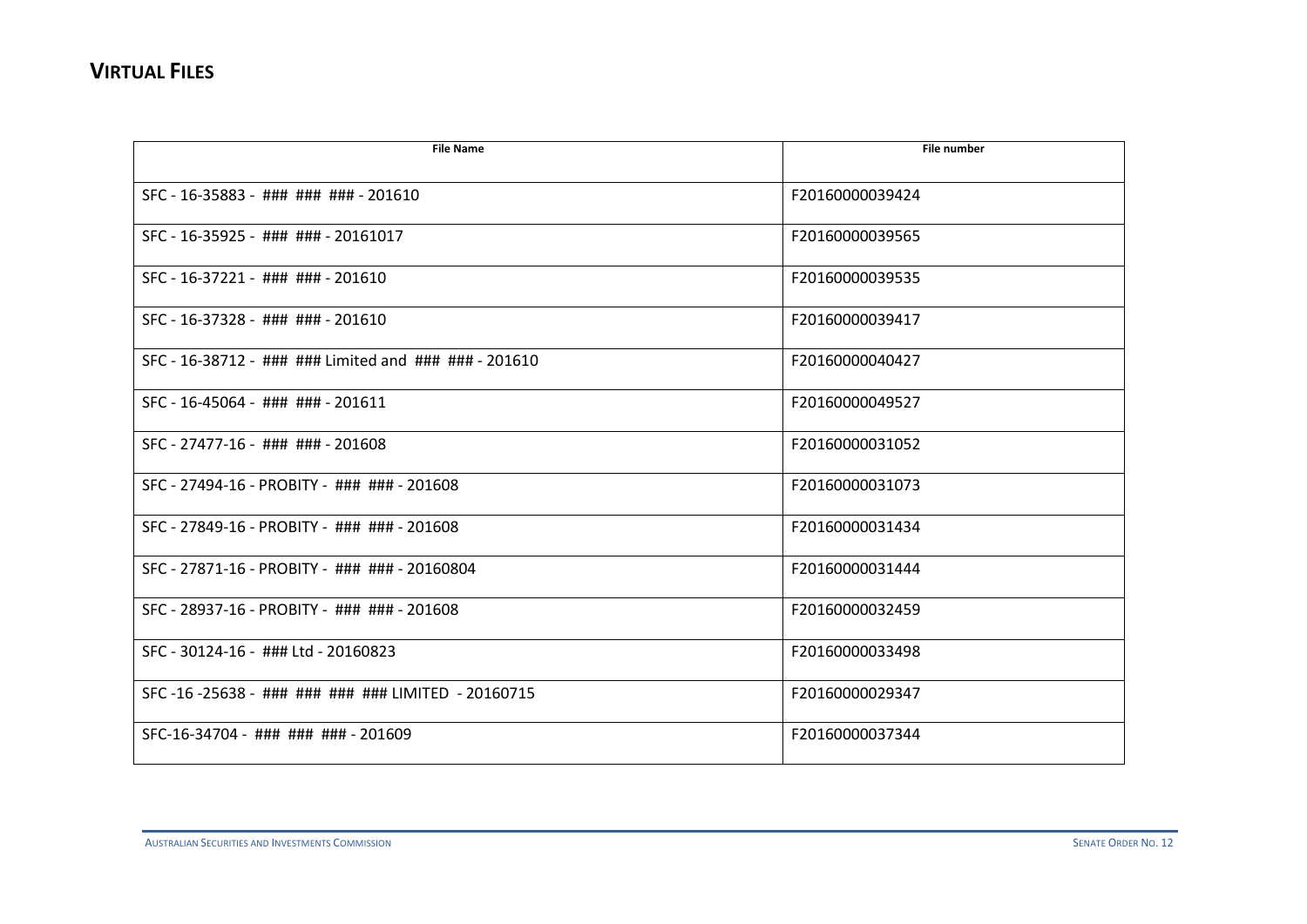## VIRTUAL FILES

| File Name | File number |
| --- | --- |
| SFC - 16-35883 - ### ### ### - 201610 | F20160000039424 |
| SFC - 16-35925 - ### ### - 20161017 | F20160000039565 |
| SFC - 16-37221 - ### ### - 201610 | F20160000039535 |
| SFC - 16-37328 - ### ### - 201610 | F20160000039417 |
| SFC - 16-38712 - ### ### Limited and ### ### - 201610 | F20160000040427 |
| SFC - 16-45064 - ### ### - 201611 | F20160000049527 |
| SFC - 27477-16 - ### ### - 201608 | F20160000031052 |
| SFC - 27494-16 - PROBITY - ### ### - 201608 | F20160000031073 |
| SFC - 27849-16 - PROBITY - ### ### - 201608 | F20160000031434 |
| SFC - 27871-16 - PROBITY - ### ### - 20160804 | F20160000031444 |
| SFC - 28937-16 - PROBITY - ### ### - 201608 | F20160000032459 |
| SFC - 30124-16 - ### Ltd - 20160823 | F20160000033498 |
| SFC -16 -25638 - ### ### ### ### LIMITED - 20160715 | F20160000029347 |
| SFC-16-34704 - ### ### ### - 201609 | F20160000037344 |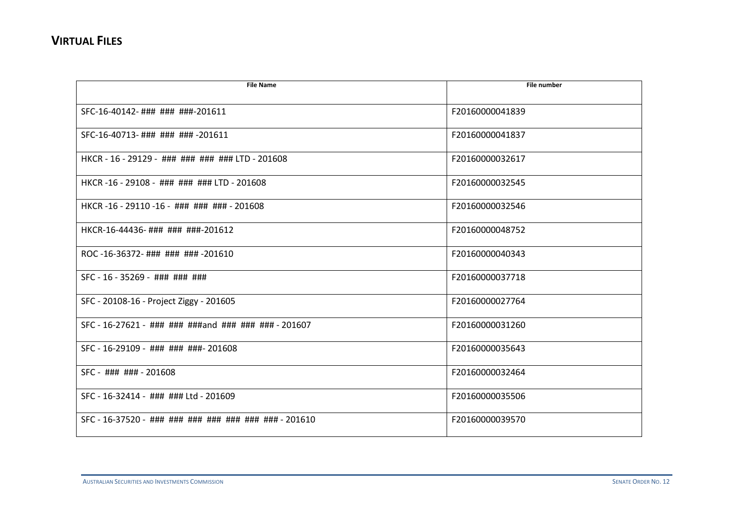## VIRTUAL FILES

| File Name | File number |
|---|---|
| SFC-16-40142- ### ### ###-201611 | F20160000041839 |
| SFC-16-40713- ### ### ### -201611 | F20160000041837 |
| HKCR - 16 - 29129 - ### ### ### ### LTD - 201608 | F20160000032617 |
| HKCR -16 - 29108 - ### ### ### LTD - 201608 | F20160000032545 |
| HKCR -16 - 29110 -16 - ### ### ### - 201608 | F20160000032546 |
| HKCR-16-44436- ### ### ###-201612 | F20160000048752 |
| ROC -16-36372- ### ### ### -201610 | F20160000040343 |
| SFC - 16 - 35269 - ### ### ### | F20160000037718 |
| SFC - 20108-16 - Project Ziggy - 201605 | F20160000027764 |
| SFC - 16-27621 - ### ### ###and ### ### ### - 201607 | F20160000031260 |
| SFC - 16-29109 - ### ### ###- 201608 | F20160000035643 |
| SFC - ### ### - 201608 | F20160000032464 |
| SFC - 16-32414 - ### ### Ltd - 201609 | F20160000035506 |
| SFC - 16-37520 - ### ### ### ### ### ### ### - 201610 | F20160000039570 |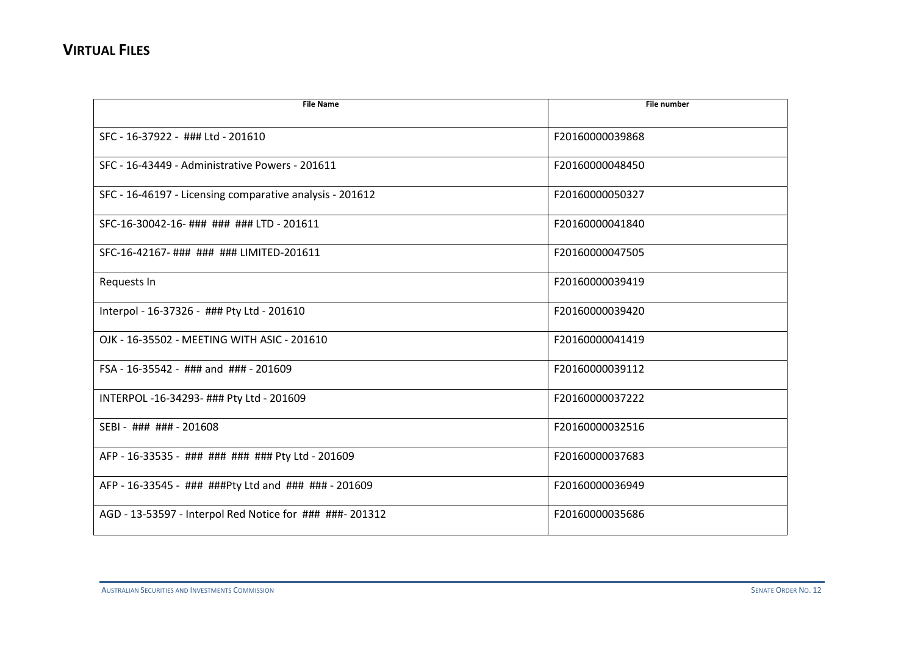## VIRTUAL FILES

| File Name | File number |
|---|---|
| SFC - 16-37922 - ### Ltd - 201610 | F20160000039868 |
| SFC - 16-43449 - Administrative Powers - 201611 | F20160000048450 |
| SFC - 16-46197 - Licensing comparative analysis - 201612 | F20160000050327 |
| SFC-16-30042-16- ### ### ### LTD - 201611 | F20160000041840 |
| SFC-16-42167- ### ### ### LIMITED-201611 | F20160000047505 |
| Requests In | F20160000039419 |
| Interpol - 16-37326 - ### Pty Ltd - 201610 | F20160000039420 |
| OJK - 16-35502 - MEETING WITH ASIC - 201610 | F20160000041419 |
| FSA - 16-35542 - ### and ### - 201609 | F20160000039112 |
| INTERPOL -16-34293- ### Pty Ltd - 201609 | F20160000037222 |
| SEBI - ### ### - 201608 | F20160000032516 |
| AFP - 16-33535 - ### ### ### ### Pty Ltd - 201609 | F20160000037683 |
| AFP - 16-33545 - ### ###Pty Ltd and ### ### - 201609 | F20160000036949 |
| AGD - 13-53597 - Interpol Red Notice for ### ###- 201312 | F20160000035686 |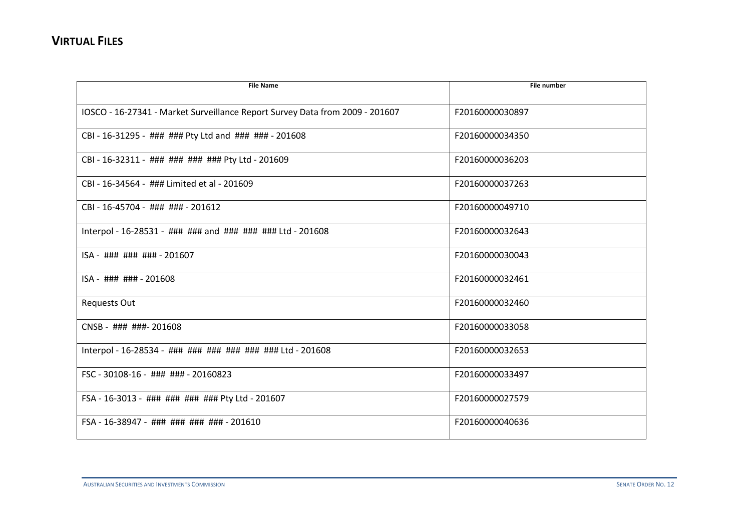## VIRTUAL FILES

| File Name | File number |
|---|---|
| IOSCO - 16-27341 - Market Surveillance Report Survey Data from 2009 - 201607 | F20160000030897 |
| CBI - 16-31295 - ### ### Pty Ltd and ### ### - 201608 | F20160000034350 |
| CBI - 16-32311 - ### ### ### ### Pty Ltd - 201609 | F20160000036203 |
| CBI - 16-34564 - ### Limited et al - 201609 | F20160000037263 |
| CBI - 16-45704 - ### ### - 201612 | F20160000049710 |
| Interpol - 16-28531 - ### ### and ### ### ### Ltd - 201608 | F20160000032643 |
| ISA - ### ### ### - 201607 | F20160000030043 |
| ISA - ### ### - 201608 | F20160000032461 |
| Requests Out | F20160000032460 |
| CNSB - ### ###- 201608 | F20160000033058 |
| Interpol - 16-28534 - ### ### ### ### ### ### Ltd - 201608 | F20160000032653 |
| FSC - 30108-16 - ### ### - 20160823 | F20160000033497 |
| FSA - 16-3013 - ### ### ### ### Pty Ltd - 201607 | F20160000027579 |
| FSA - 16-38947 - ### ### ### ### - 201610 | F20160000040636 |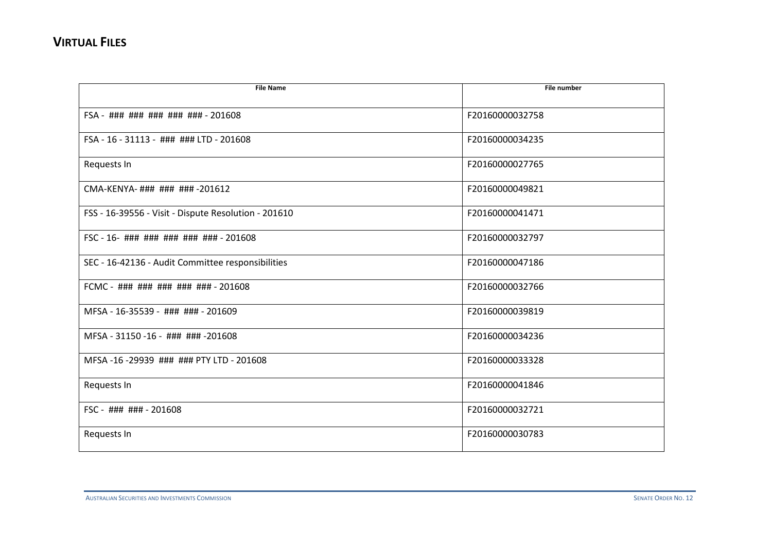## VIRTUAL FILES

| File Name | File number |
| --- | --- |
| FSA - ### ### ### ### ### - 201608 | F20160000032758 |
| FSA - 16 - 31113 - ### ### LTD - 201608 | F20160000034235 |
| Requests In | F20160000027765 |
| CMA-KENYA- ### ### ### -201612 | F20160000049821 |
| FSS - 16-39556 - Visit - Dispute Resolution - 201610 | F20160000041471 |
| FSC - 16- ### ### ### ### ### - 201608 | F20160000032797 |
| SEC - 16-42136 - Audit Committee responsibilities | F20160000047186 |
| FCMC - ### ### ### ### ### - 201608 | F20160000032766 |
| MFSA - 16-35539 - ### ### - 201609 | F20160000039819 |
| MFSA - 31150 -16 - ### ### -201608 | F20160000034236 |
| MFSA -16 -29939 ### ### PTY LTD - 201608 | F20160000033328 |
| Requests In | F20160000041846 |
| FSC - ### ### - 201608 | F20160000032721 |
| Requests In | F20160000030783 |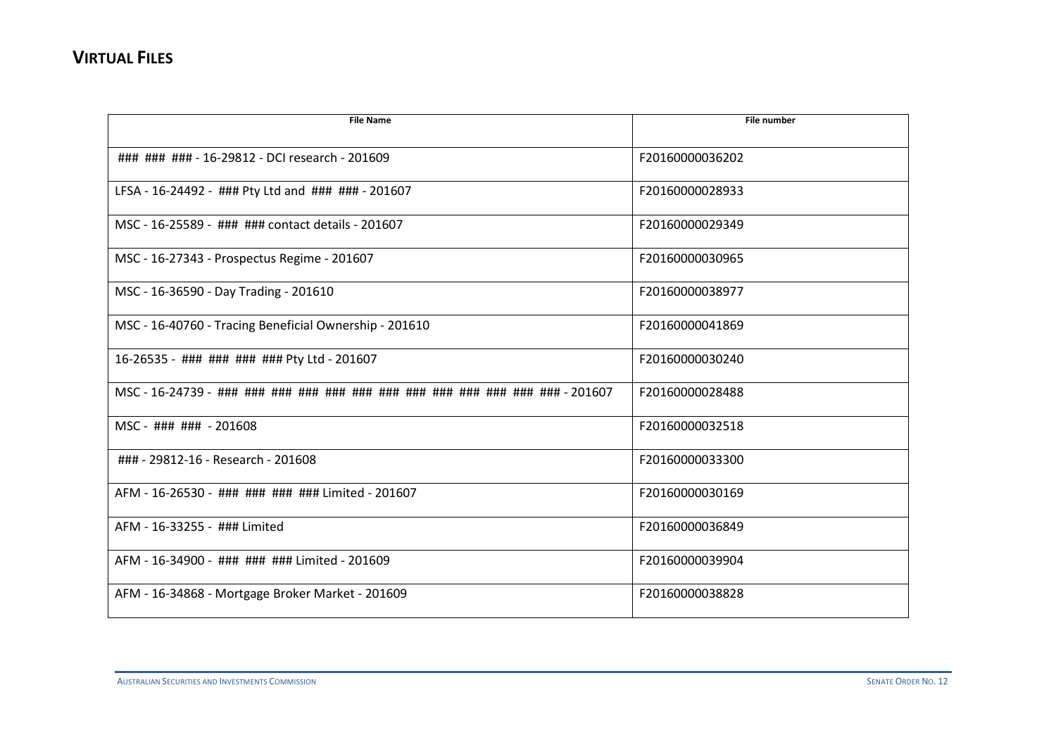## VIRTUAL FILES

| File Name | File number |
| --- | --- |
| ### ### ### - 16-29812 - DCI research - 201609 | F20160000036202 |
| LFSA - 16-24492 - ### Pty Ltd and ### ### - 201607 | F20160000028933 |
| MSC - 16-25589 - ### ### contact details - 201607 | F20160000029349 |
| MSC - 16-27343 - Prospectus Regime - 201607 | F20160000030965 |
| MSC - 16-36590 - Day Trading - 201610 | F20160000038977 |
| MSC - 16-40760 - Tracing Beneficial Ownership - 201610 | F20160000041869 |
| 16-26535 - ### ### ### ### Pty Ltd - 201607 | F20160000030240 |
| MSC - 16-24739 - ### ### ### ### ### ### ### ### ### ### ### ### ### - 201607 | F20160000028488 |
| MSC - ### ### - 201608 | F20160000032518 |
| ### - 29812-16 - Research - 201608 | F20160000033300 |
| AFM - 16-26530 - ### ### ### ### Limited - 201607 | F20160000030169 |
| AFM - 16-33255 - ### Limited | F20160000036849 |
| AFM - 16-34900 - ### ### ### Limited - 201609 | F20160000039904 |
| AFM - 16-34868 - Mortgage Broker Market - 201609 | F20160000038828 |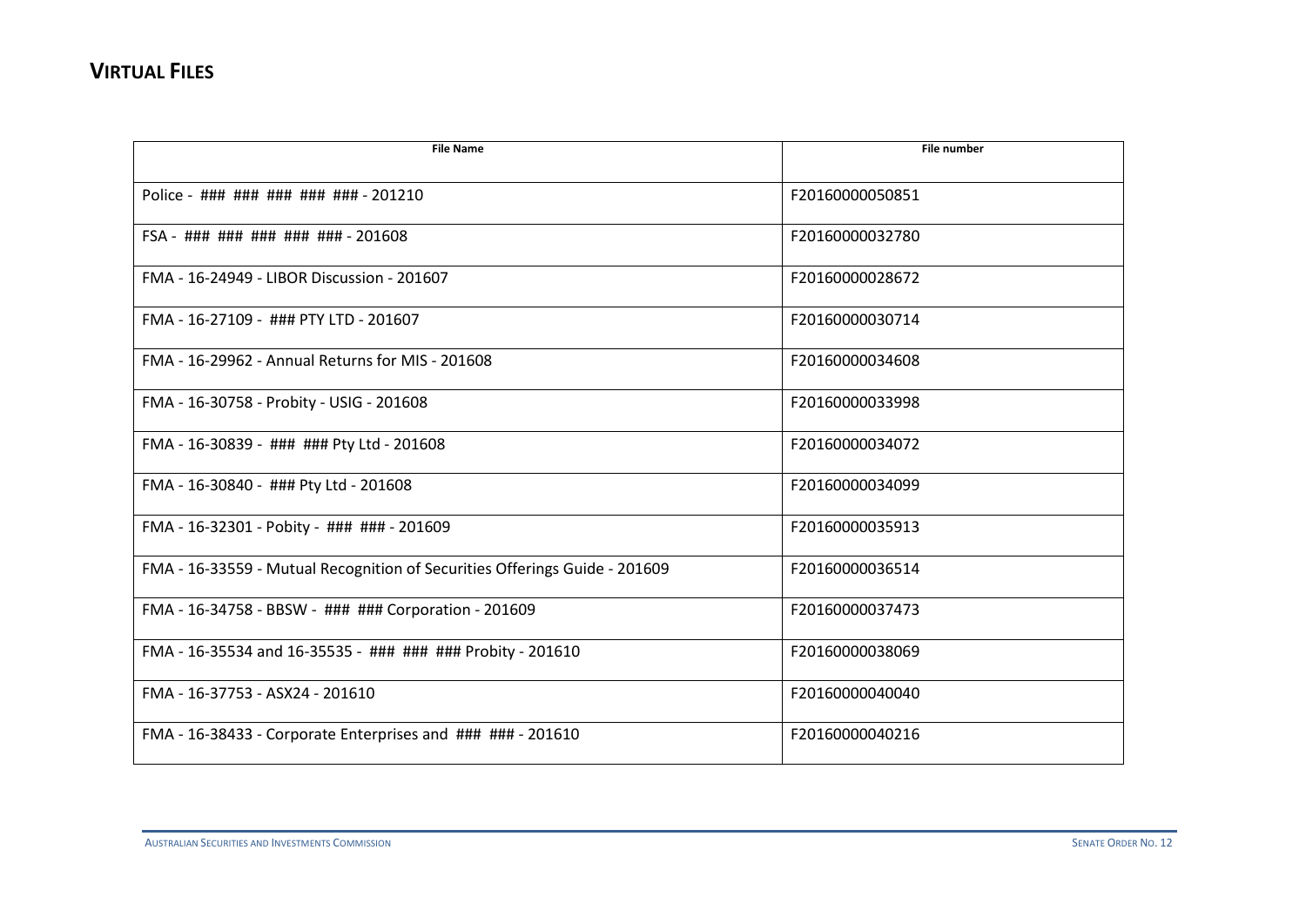## VIRTUAL FILES

| File Name | File number |
|---|---|
| Police - ### ### ### ### ### - 201210 | F20160000050851 |
| FSA - ### ### ### ### ### - 201608 | F20160000032780 |
| FMA - 16-24949 - LIBOR Discussion - 201607 | F20160000028672 |
| FMA - 16-27109 - ### PTY LTD - 201607 | F20160000030714 |
| FMA - 16-29962 - Annual Returns for MIS - 201608 | F20160000034608 |
| FMA - 16-30758 - Probity - USIG - 201608 | F20160000033998 |
| FMA - 16-30839 - ### ### Pty Ltd - 201608 | F20160000034072 |
| FMA - 16-30840 - ### Pty Ltd - 201608 | F20160000034099 |
| FMA - 16-32301 - Pobity - ### ### - 201609 | F20160000035913 |
| FMA - 16-33559 - Mutual Recognition of Securities Offerings Guide - 201609 | F20160000036514 |
| FMA - 16-34758 - BBSW - ### ### Corporation - 201609 | F20160000037473 |
| FMA - 16-35534 and 16-35535 - ### ### ### Probity - 201610 | F20160000038069 |
| FMA - 16-37753 - ASX24 - 201610 | F20160000040040 |
| FMA - 16-38433 - Corporate Enterprises and ### ### - 201610 | F20160000040216 |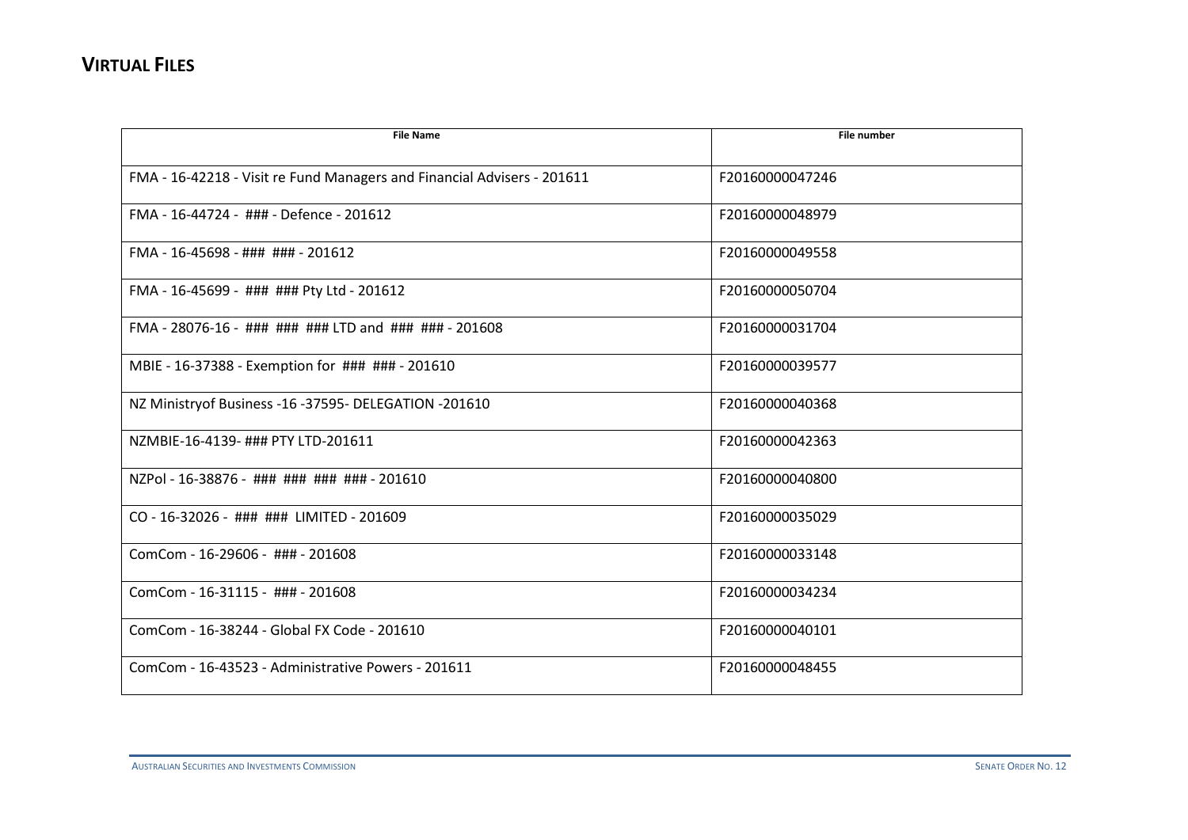## VIRTUAL FILES

| File Name | File number |
|---|---|
| FMA - 16-42218 - Visit re Fund Managers and Financial Advisers - 201611 | F20160000047246 |
| FMA - 16-44724 - ### - Defence - 201612 | F20160000048979 |
| FMA - 16-45698 - ### ### - 201612 | F20160000049558 |
| FMA - 16-45699 - ### ### Pty Ltd - 201612 | F20160000050704 |
| FMA - 28076-16 - ### ### ### LTD and ### ### - 201608 | F20160000031704 |
| MBIE - 16-37388 - Exemption for ### ### - 201610 | F20160000039577 |
| NZ Ministryof Business -16 -37595- DELEGATION -201610 | F20160000040368 |
| NZMBIE-16-4139- ### PTY LTD-201611 | F20160000042363 |
| NZPol - 16-38876 - ### ### ### ### - 201610 | F20160000040800 |
| CO - 16-32026 - ### ### LIMITED - 201609 | F20160000035029 |
| ComCom - 16-29606 - ### - 201608 | F20160000033148 |
| ComCom - 16-31115 - ### - 201608 | F20160000034234 |
| ComCom - 16-38244 - Global FX Code - 201610 | F20160000040101 |
| ComCom - 16-43523 - Administrative Powers - 201611 | F20160000048455 |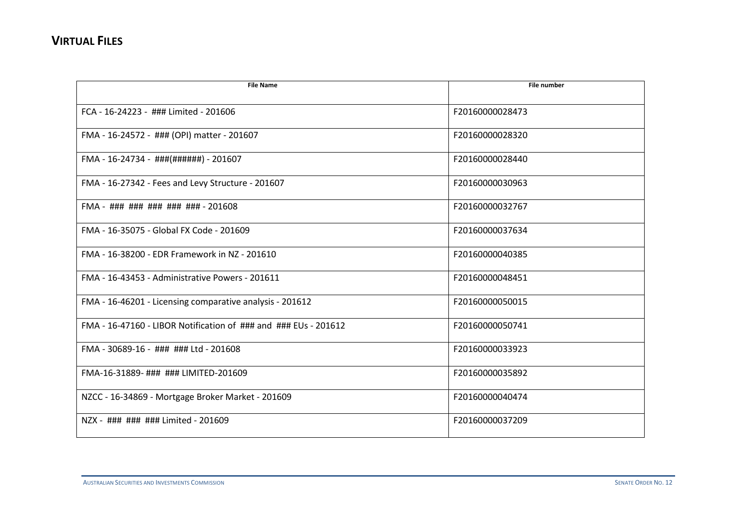## VIRTUAL FILES

| File Name | File number |
| --- | --- |
| FCA - 16-24223 - ### Limited - 201606 | F20160000028473 |
| FMA - 16-24572 - ### (OPI) matter - 201607 | F20160000028320 |
| FMA - 16-24734 - ###(######) - 201607 | F20160000028440 |
| FMA - 16-27342 - Fees and Levy Structure - 201607 | F20160000030963 |
| FMA - ### ### ### ### ### - 201608 | F20160000032767 |
| FMA - 16-35075 - Global FX Code - 201609 | F20160000037634 |
| FMA - 16-38200 - EDR Framework in NZ - 201610 | F20160000040385 |
| FMA - 16-43453 - Administrative Powers - 201611 | F20160000048451 |
| FMA - 16-46201 - Licensing comparative analysis - 201612 | F20160000050015 |
| FMA - 16-47160 - LIBOR Notification of ### and ### EUs - 201612 | F20160000050741 |
| FMA - 30689-16 - ### ### Ltd - 201608 | F20160000033923 |
| FMA-16-31889- ### ### LIMITED-201609 | F20160000035892 |
| NZCC - 16-34869 - Mortgage Broker Market - 201609 | F20160000040474 |
| NZX - ### ### ### Limited - 201609 | F20160000037209 |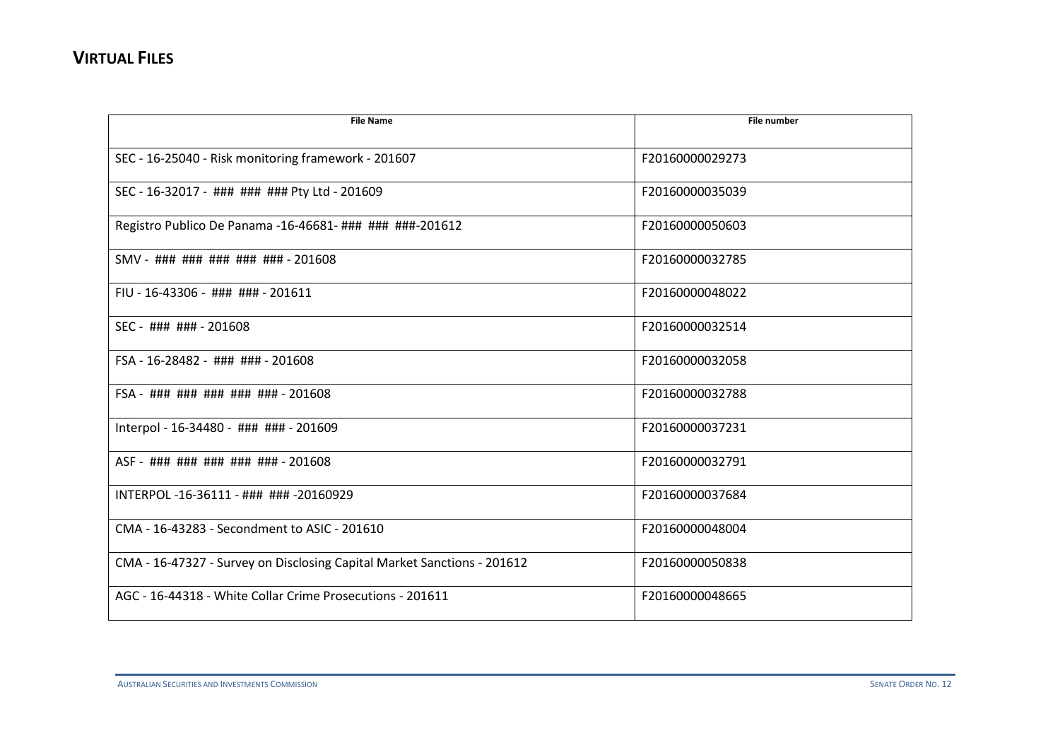## VIRTUAL FILES

| File Name | File number |
|---|---|
| SEC - 16-25040 - Risk monitoring framework - 201607 | F20160000029273 |
| SEC - 16-32017 - ### ### ### Pty Ltd - 201609 | F20160000035039 |
| Registro Publico De Panama -16-46681- ### ### ###-201612 | F20160000050603 |
| SMV - ### ### ### ### ### - 201608 | F20160000032785 |
| FIU - 16-43306 - ### ### - 201611 | F20160000048022 |
| SEC - ### ### - 201608 | F20160000032514 |
| FSA - 16-28482 - ### ### - 201608 | F20160000032058 |
| FSA - ### ### ### ### ### - 201608 | F20160000032788 |
| Interpol - 16-34480 - ### ### - 201609 | F20160000037231 |
| ASF - ### ### ### ### ### - 201608 | F20160000032791 |
| INTERPOL -16-36111 - ### ### -20160929 | F20160000037684 |
| CMA - 16-43283 - Secondment to ASIC - 201610 | F20160000048004 |
| CMA - 16-47327 - Survey on Disclosing Capital Market Sanctions - 201612 | F20160000050838 |
| AGC - 16-44318 - White Collar Crime Prosecutions - 201611 | F20160000048665 |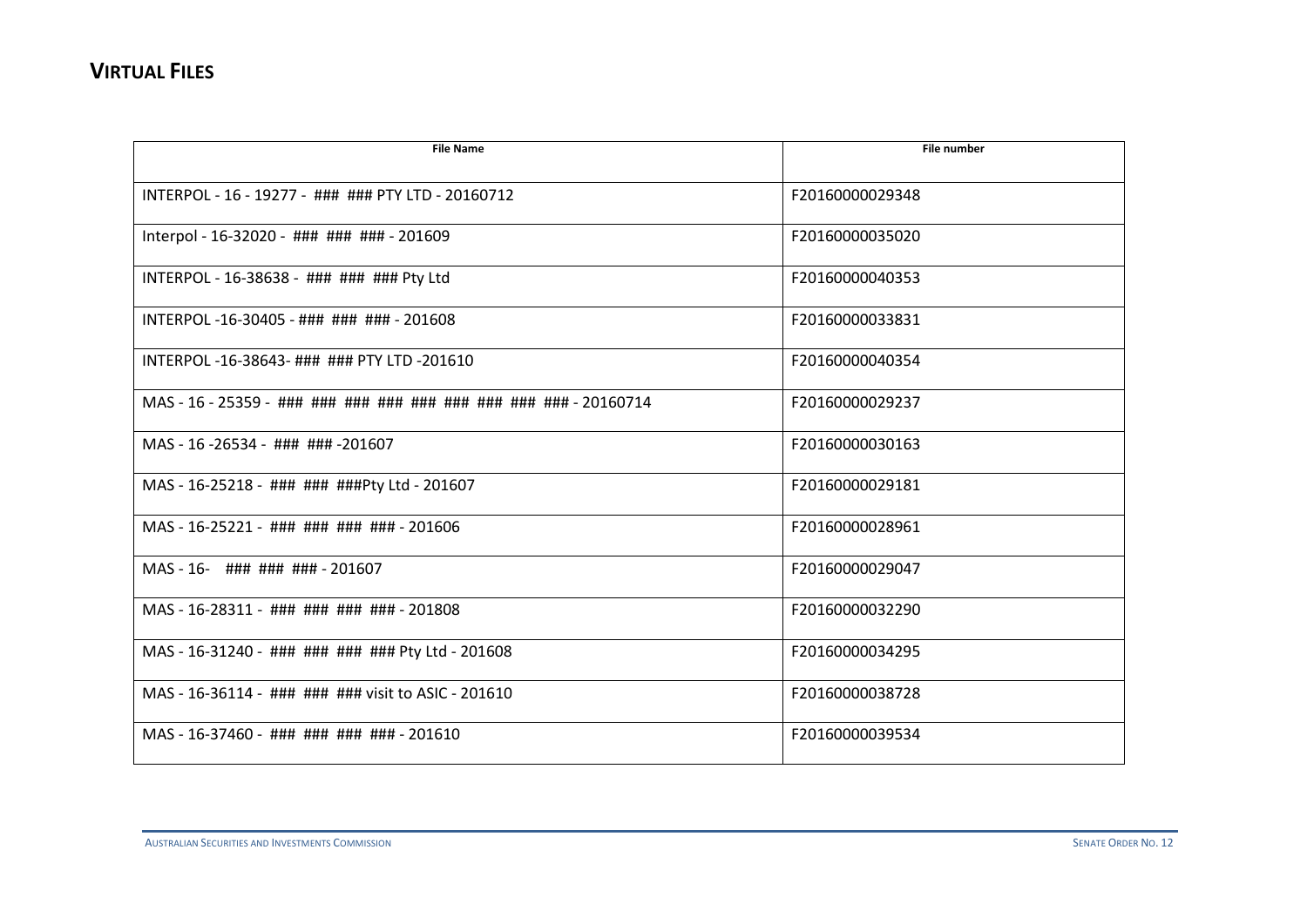## VIRTUAL FILES

| File Name | File number |
|---|---|
| INTERPOL - 16 - 19277 - ### ### PTY LTD - 20160712 | F20160000029348 |
| Interpol - 16-32020 - ### ### ### - 201609 | F20160000035020 |
| INTERPOL - 16-38638 - ### ### ### Pty Ltd | F20160000040353 |
| INTERPOL -16-30405 - ### ### ### - 201608 | F20160000033831 |
| INTERPOL -16-38643- ### ### PTY LTD -201610 | F20160000040354 |
| MAS - 16 - 25359 - ### ### ### ### ### ### ### ### ### - 20160714 | F20160000029237 |
| MAS - 16 -26534 - ### ### -201607 | F20160000030163 |
| MAS - 16-25218 - ### ### ###Pty Ltd - 201607 | F20160000029181 |
| MAS - 16-25221 - ### ### ### ### - 201606 | F20160000028961 |
| MAS - 16- ### ### ### - 201607 | F20160000029047 |
| MAS - 16-28311 - ### ### ### ### - 201808 | F20160000032290 |
| MAS - 16-31240 - ### ### ### ### Pty Ltd - 201608 | F20160000034295 |
| MAS - 16-36114 - ### ### ### visit to ASIC - 201610 | F20160000038728 |
| MAS - 16-37460 - ### ### ### ### - 201610 | F20160000039534 |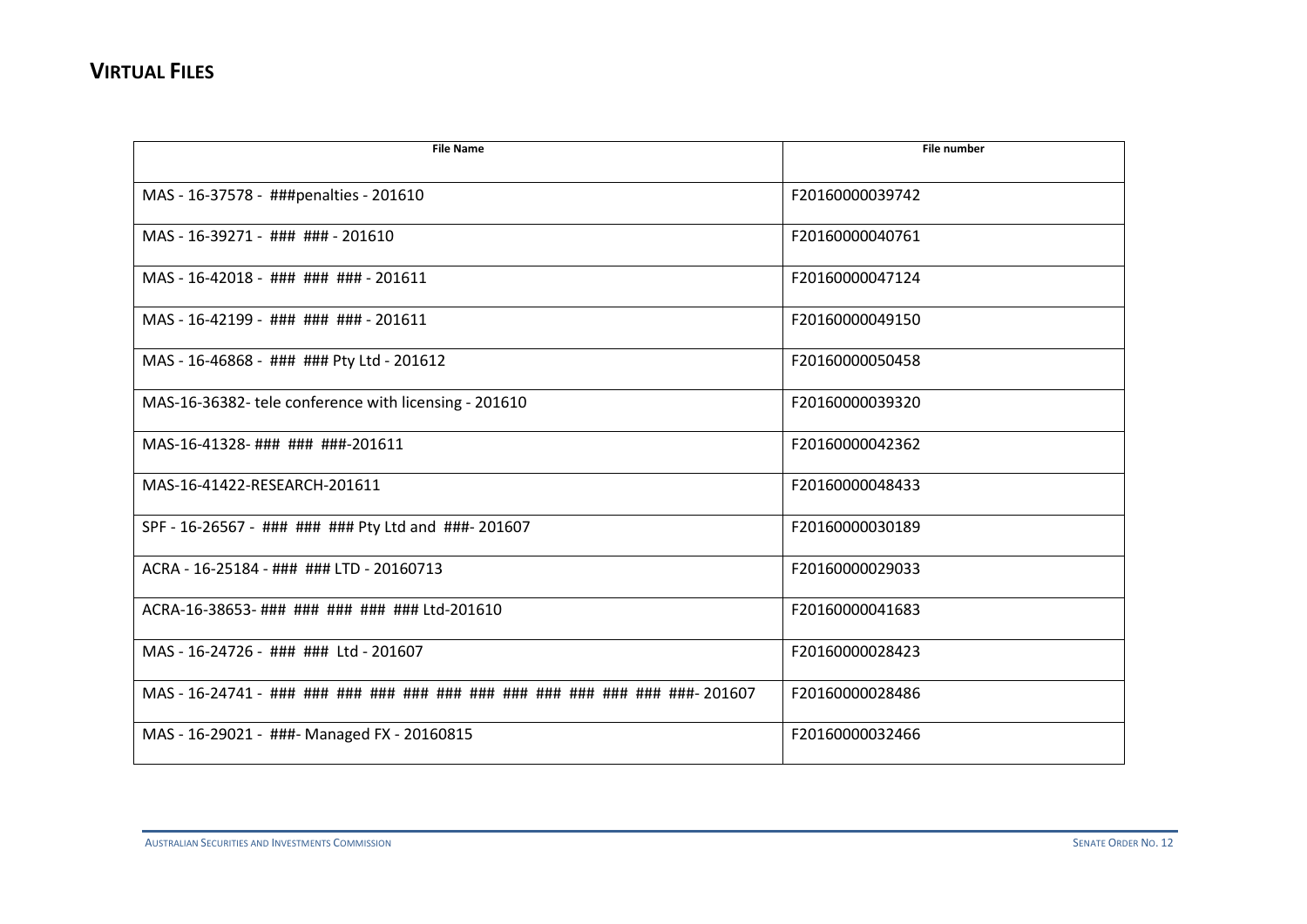## VIRTUAL FILES

| File Name | File number |
| --- | --- |
| MAS - 16-37578 - ###penalties - 201610 | F20160000039742 |
| MAS - 16-39271 - ### ### - 201610 | F20160000040761 |
| MAS - 16-42018 - ### ### ### - 201611 | F20160000047124 |
| MAS - 16-42199 - ### ### ### - 201611 | F20160000049150 |
| MAS - 16-46868 - ### ### Pty Ltd - 201612 | F20160000050458 |
| MAS-16-36382- tele conference with licensing - 201610 | F20160000039320 |
| MAS-16-41328- ### ### ###-201611 | F20160000042362 |
| MAS-16-41422-RESEARCH-201611 | F20160000048433 |
| SPF - 16-26567 - ### ### ### Pty Ltd and ###- 201607 | F20160000030189 |
| ACRA - 16-25184 - ### ### LTD - 20160713 | F20160000029033 |
| ACRA-16-38653- ### ### ### ### ### Ltd-201610 | F20160000041683 |
| MAS - 16-24726 - ### ### Ltd - 201607 | F20160000028423 |
| MAS - 16-24741 - ### ### ### ### ### ### ### ### ### ### ### ### ###- 201607 | F20160000028486 |
| MAS - 16-29021 - ###- Managed FX - 20160815 | F20160000032466 |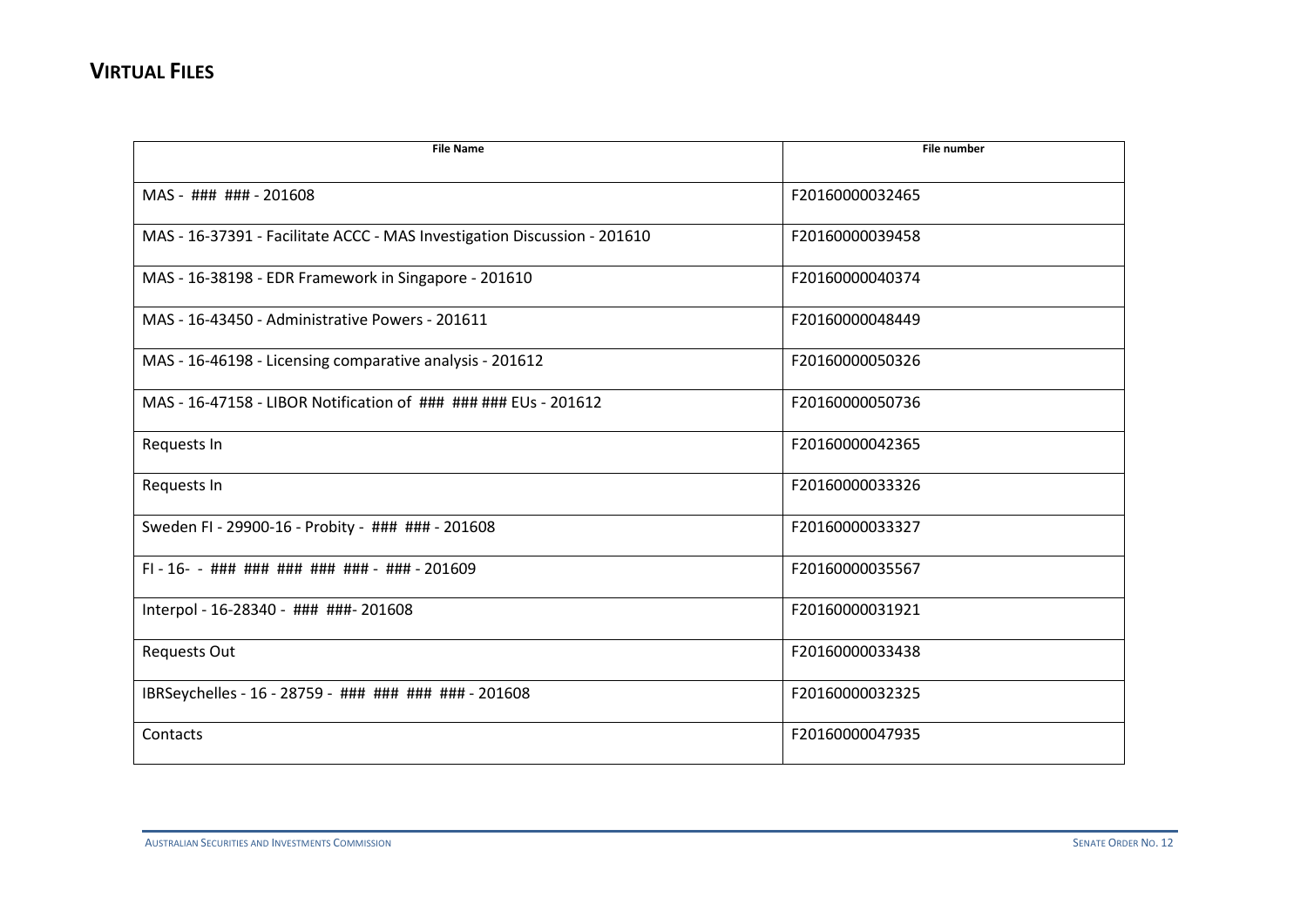## VIRTUAL FILES

| File Name | File number |
|---|---|
| MAS - ### ### - 201608 | F20160000032465 |
| MAS - 16-37391 - Facilitate ACCC - MAS Investigation Discussion - 201610 | F20160000039458 |
| MAS - 16-38198 - EDR Framework in Singapore - 201610 | F20160000040374 |
| MAS - 16-43450 - Administrative Powers - 201611 | F20160000048449 |
| MAS - 16-46198 - Licensing comparative analysis - 201612 | F20160000050326 |
| MAS - 16-47158 - LIBOR Notification of ### ### ### EUs - 201612 | F20160000050736 |
| Requests In | F20160000042365 |
| Requests In | F20160000033326 |
| Sweden FI - 29900-16 - Probity - ### ### - 201608 | F20160000033327 |
| FI - 16- - ### ### ### ### ### - ### - 201609 | F20160000035567 |
| Interpol - 16-28340 - ### ###- 201608 | F20160000031921 |
| Requests Out | F20160000033438 |
| IBRSeychelles - 16 - 28759 - ### ### ### ### - 201608 | F20160000032325 |
| Contacts | F20160000047935 |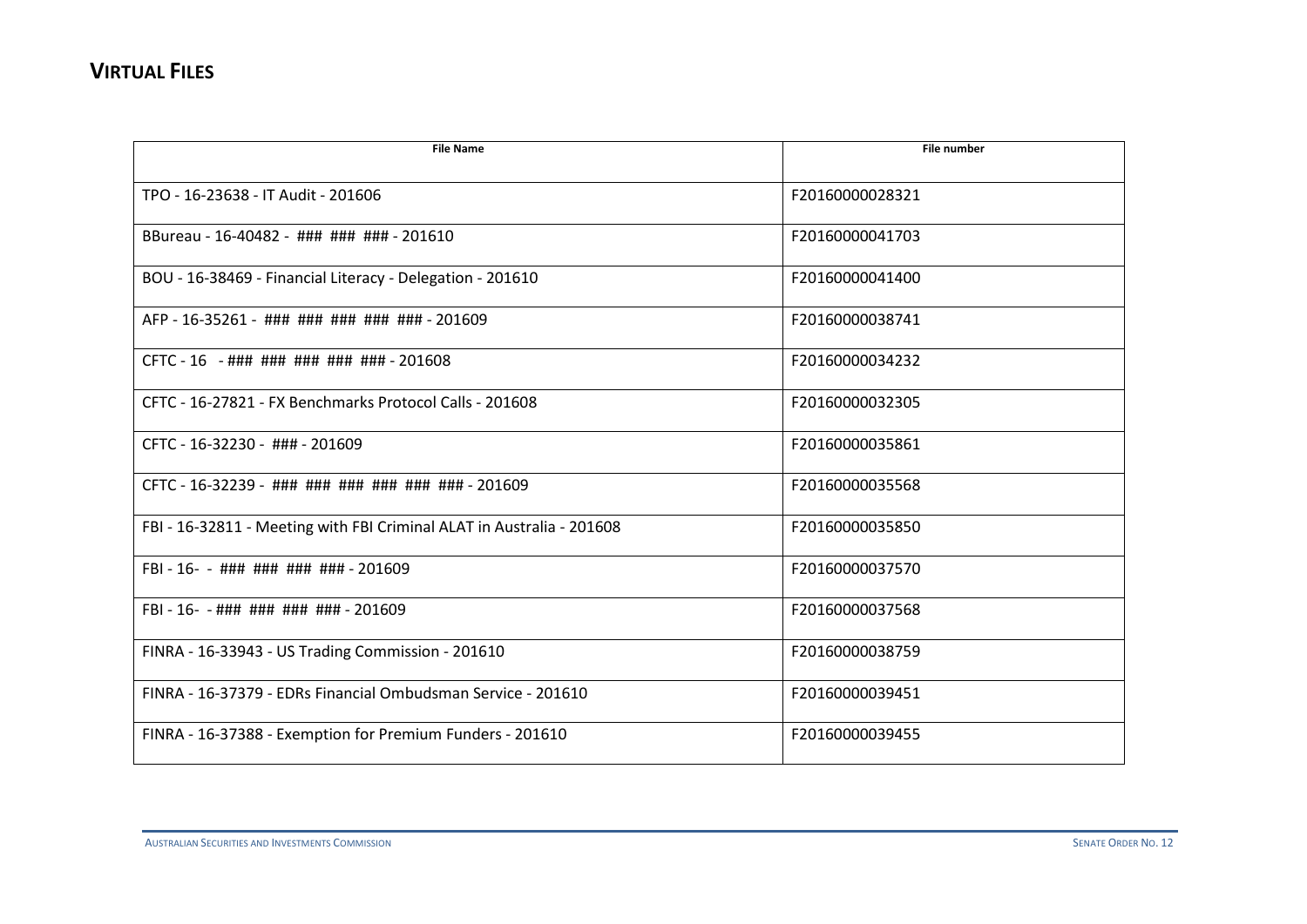## VIRTUAL FILES

| File Name | File number |
|---|---|
| TPO - 16-23638 - IT Audit - 201606 | F20160000028321 |
| BBureau - 16-40482 - ### ### ### - 201610 | F20160000041703 |
| BOU - 16-38469 - Financial Literacy - Delegation - 201610 | F20160000041400 |
| AFP - 16-35261 - ### ### ### ### ### - 201609 | F20160000038741 |
| CFTC - 16 - ### ### ### ### ### - 201608 | F20160000034232 |
| CFTC - 16-27821 - FX Benchmarks Protocol Calls - 201608 | F20160000032305 |
| CFTC - 16-32230 - ### - 201609 | F20160000035861 |
| CFTC - 16-32239 - ### ### ### ### ### ### - 201609 | F20160000035568 |
| FBI - 16-32811 - Meeting with FBI Criminal ALAT in Australia - 201608 | F20160000035850 |
| FBI - 16- - ### ### ### ### - 201609 | F20160000037570 |
| FBI - 16- - ### ### ### ### - 201609 | F20160000037568 |
| FINRA - 16-33943 - US Trading Commission - 201610 | F20160000038759 |
| FINRA - 16-37379 - EDRs Financial Ombudsman Service - 201610 | F20160000039451 |
| FINRA - 16-37388 - Exemption for Premium Funders - 201610 | F20160000039455 |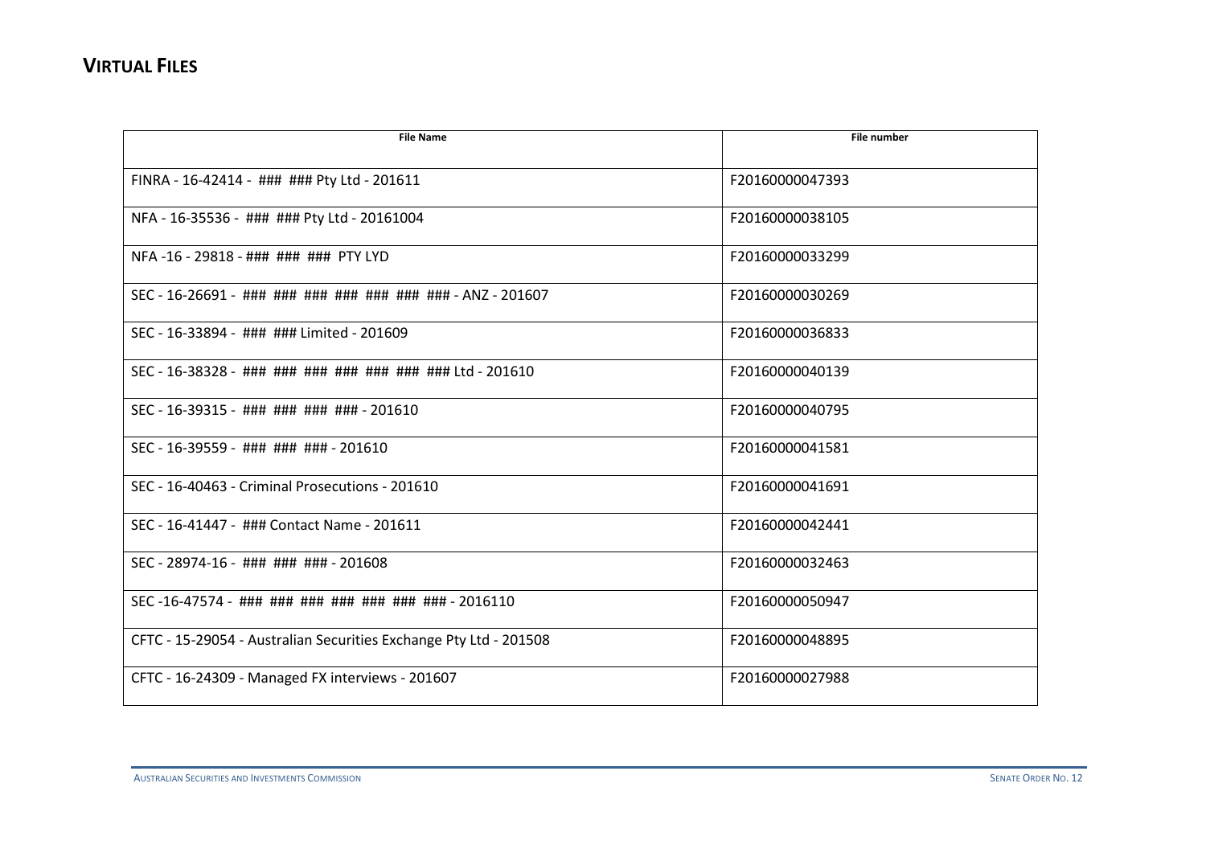## VIRTUAL FILES

| File Name | File number |
|---|---|
| FINRA - 16-42414 - ### ### Pty Ltd - 201611 | F20160000047393 |
| NFA - 16-35536 - ### ### Pty Ltd - 20161004 | F20160000038105 |
| NFA -16 - 29818 - ### ### ### PTY LYD | F20160000033299 |
| SEC - 16-26691 - ### ### ### ### ### ### ### - ANZ - 201607 | F20160000030269 |
| SEC - 16-33894 - ### ### Limited - 201609 | F20160000036833 |
| SEC - 16-38328 - ### ### ### ### ### ### ### Ltd - 201610 | F20160000040139 |
| SEC - 16-39315 - ### ### ### ### - 201610 | F20160000040795 |
| SEC - 16-39559 - ### ### ### - 201610 | F20160000041581 |
| SEC - 16-40463 - Criminal Prosecutions - 201610 | F20160000041691 |
| SEC - 16-41447 - ### Contact Name - 201611 | F20160000042441 |
| SEC - 28974-16 - ### ### ### - 201608 | F20160000032463 |
| SEC -16-47574 - ### ### ### ### ### ### ### - 2016110 | F20160000050947 |
| CFTC - 15-29054 - Australian Securities Exchange Pty Ltd - 201508 | F20160000048895 |
| CFTC - 16-24309 - Managed FX interviews - 201607 | F20160000027988 |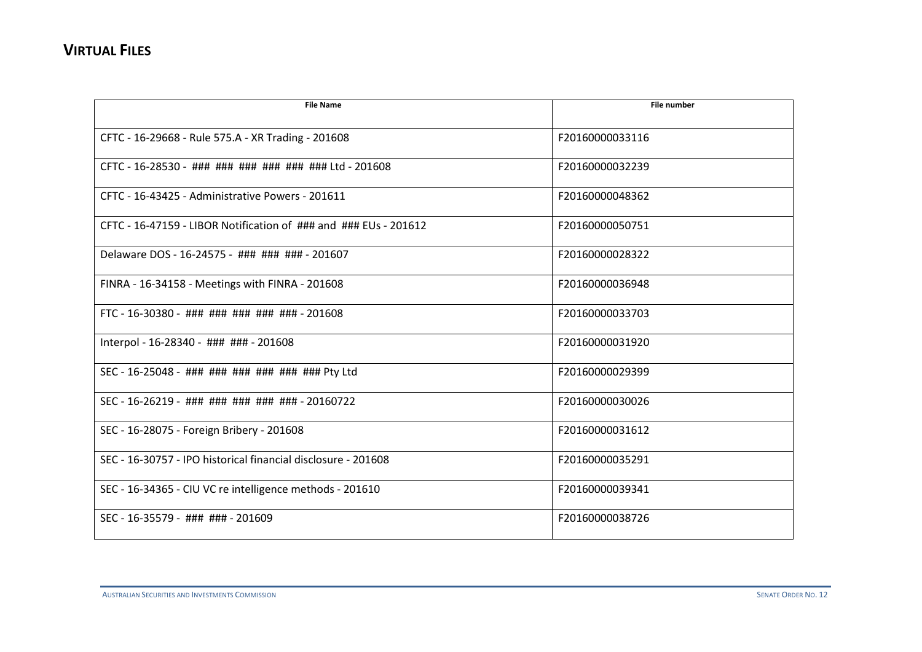## VIRTUAL FILES

| File Name | File number |
|---|---|
| CFTC - 16-29668 - Rule 575.A - XR Trading - 201608 | F20160000033116 |
| CFTC - 16-28530 - ### ### ### ### ### ### Ltd - 201608 | F20160000032239 |
| CFTC - 16-43425 - Administrative Powers - 201611 | F20160000048362 |
| CFTC - 16-47159 - LIBOR Notification of ### and ### EUs - 201612 | F20160000050751 |
| Delaware DOS - 16-24575 - ### ### ### - 201607 | F20160000028322 |
| FINRA - 16-34158 - Meetings with FINRA - 201608 | F20160000036948 |
| FTC - 16-30380 - ### ### ### ### ### - 201608 | F20160000033703 |
| Interpol - 16-28340 - ### ### - 201608 | F20160000031920 |
| SEC - 16-25048 - ### ### ### ### ### ### Pty Ltd | F20160000029399 |
| SEC - 16-26219 - ### ### ### ### ### - 20160722 | F20160000030026 |
| SEC - 16-28075 - Foreign Bribery - 201608 | F20160000031612 |
| SEC - 16-30757 - IPO historical financial disclosure - 201608 | F20160000035291 |
| SEC - 16-34365 - CIU VC re intelligence methods - 201610 | F20160000039341 |
| SEC - 16-35579 - ### ### - 201609 | F20160000038726 |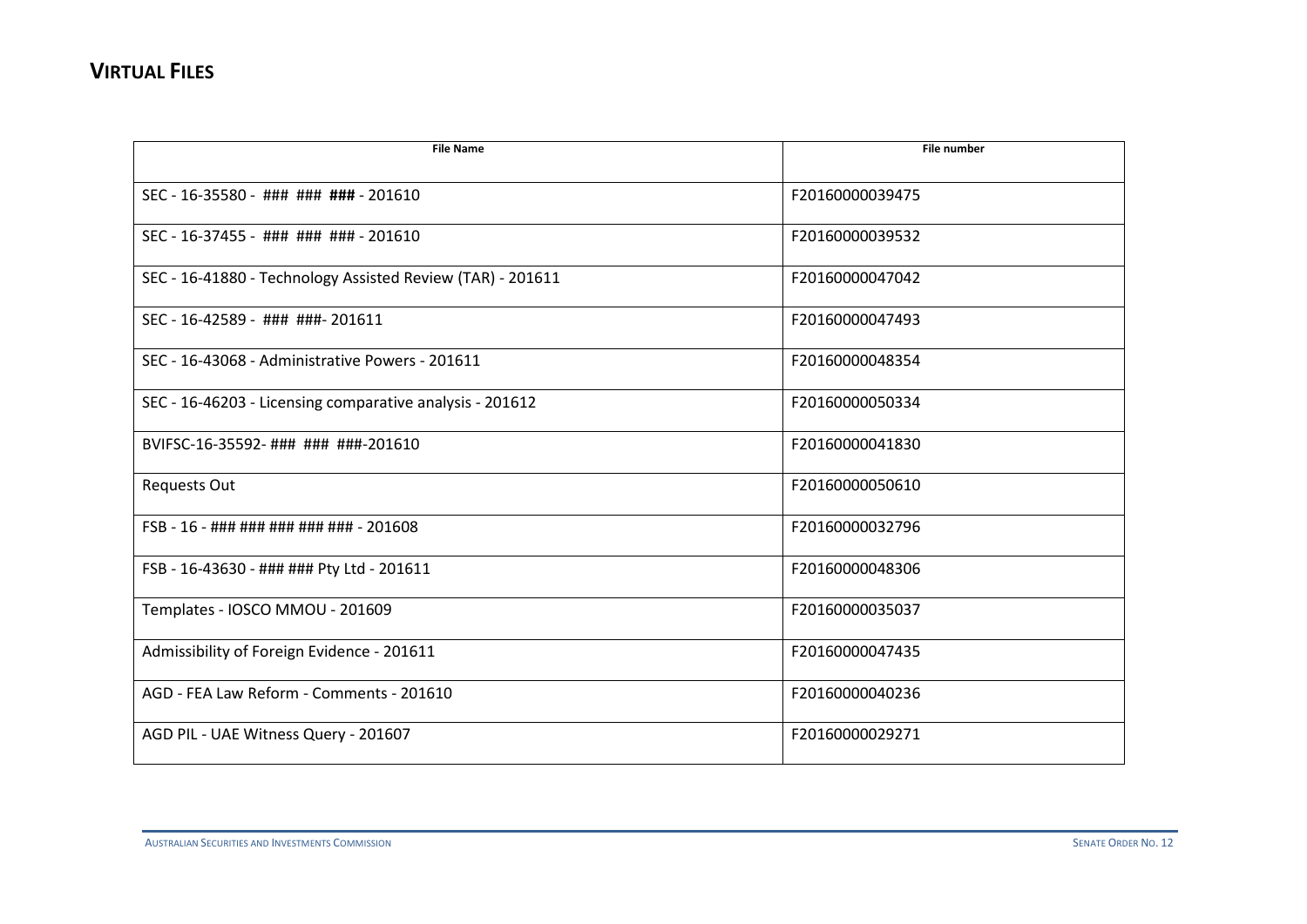## VIRTUAL FILES

| File Name | File number |
|---|---|
| SEC - 16-35580 - ### ### **###** - 201610 | F20160000039475 |
| SEC - 16-37455 - ### ### ### - 201610 | F20160000039532 |
| SEC - 16-41880 - Technology Assisted Review (TAR) - 201611 | F20160000047042 |
| SEC - 16-42589 - ### ###- 201611 | F20160000047493 |
| SEC - 16-43068 - Administrative Powers - 201611 | F20160000048354 |
| SEC - 16-46203 - Licensing comparative analysis - 201612 | F20160000050334 |
| BVIFSC-16-35592- ### ### ###-201610 | F20160000041830 |
| Requests Out | F20160000050610 |
| FSB - 16 - ### ### ### ### ### - 201608 | F20160000032796 |
| FSB - 16-43630 - ### ### Pty Ltd - 201611 | F20160000048306 |
| Templates - IOSCO MMOU - 201609 | F20160000035037 |
| Admissibility of Foreign Evidence - 201611 | F20160000047435 |
| AGD - FEA Law Reform - Comments - 201610 | F20160000040236 |
| AGD PIL - UAE Witness Query - 201607 | F20160000029271 |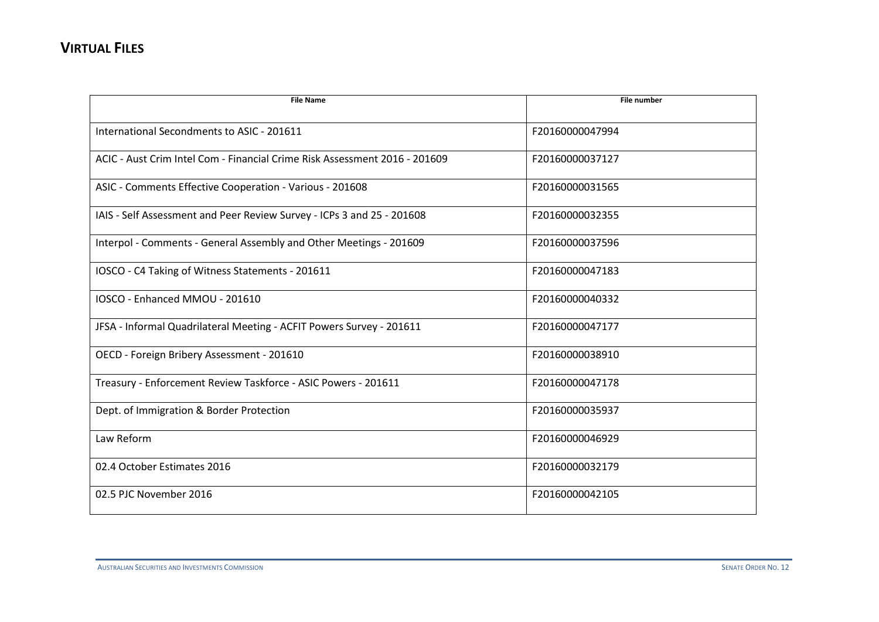## VIRTUAL FILES

| File Name | File number |
|---|---|
| International Secondments to ASIC - 201611 | F20160000047994 |
| ACIC - Aust Crim Intel Com - Financial Crime Risk Assessment 2016 - 201609 | F20160000037127 |
| ASIC - Comments Effective Cooperation - Various - 201608 | F20160000031565 |
| IAIS - Self Assessment and Peer Review Survey - ICPs 3 and 25 - 201608 | F20160000032355 |
| Interpol - Comments - General Assembly and Other Meetings - 201609 | F20160000037596 |
| IOSCO - C4 Taking of Witness Statements - 201611 | F20160000047183 |
| IOSCO - Enhanced MMOU - 201610 | F20160000040332 |
| JFSA - Informal Quadrilateral Meeting - ACFIT Powers Survey - 201611 | F20160000047177 |
| OECD - Foreign Bribery Assessment - 201610 | F20160000038910 |
| Treasury - Enforcement Review Taskforce - ASIC Powers - 201611 | F20160000047178 |
| Dept. of Immigration & Border Protection | F20160000035937 |
| Law Reform | F20160000046929 |
| 02.4 October Estimates 2016 | F20160000032179 |
| 02.5 PJC November 2016 | F20160000042105 |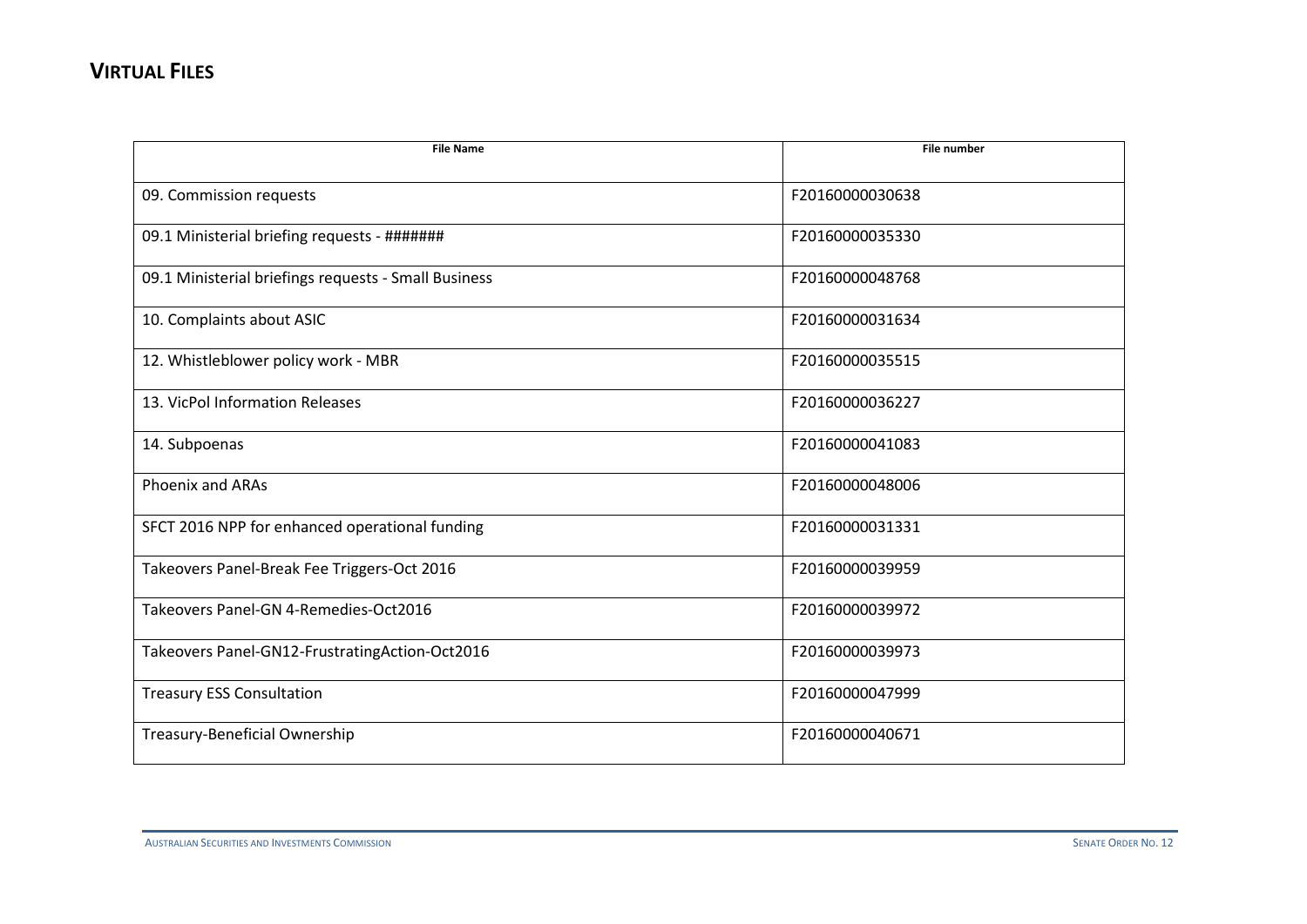## VIRTUAL FILES

| File Name | File number |
|---|---|
| 09. Commission requests | F20160000030638 |
| 09.1 Ministerial briefing requests - ####### | F20160000035330 |
| 09.1 Ministerial briefings requests - Small Business | F20160000048768 |
| 10. Complaints about ASIC | F20160000031634 |
| 12. Whistleblower policy work - MBR | F20160000035515 |
| 13. VicPol Information Releases | F20160000036227 |
| 14. Subpoenas | F20160000041083 |
| Phoenix and ARAs | F20160000048006 |
| SFCT 2016 NPP for enhanced operational funding | F20160000031331 |
| Takeovers Panel-Break Fee Triggers-Oct 2016 | F20160000039959 |
| Takeovers Panel-GN 4-Remedies-Oct2016 | F20160000039972 |
| Takeovers Panel-GN12-FrustratingAction-Oct2016 | F20160000039973 |
| Treasury ESS Consultation | F20160000047999 |
| Treasury-Beneficial Ownership | F20160000040671 |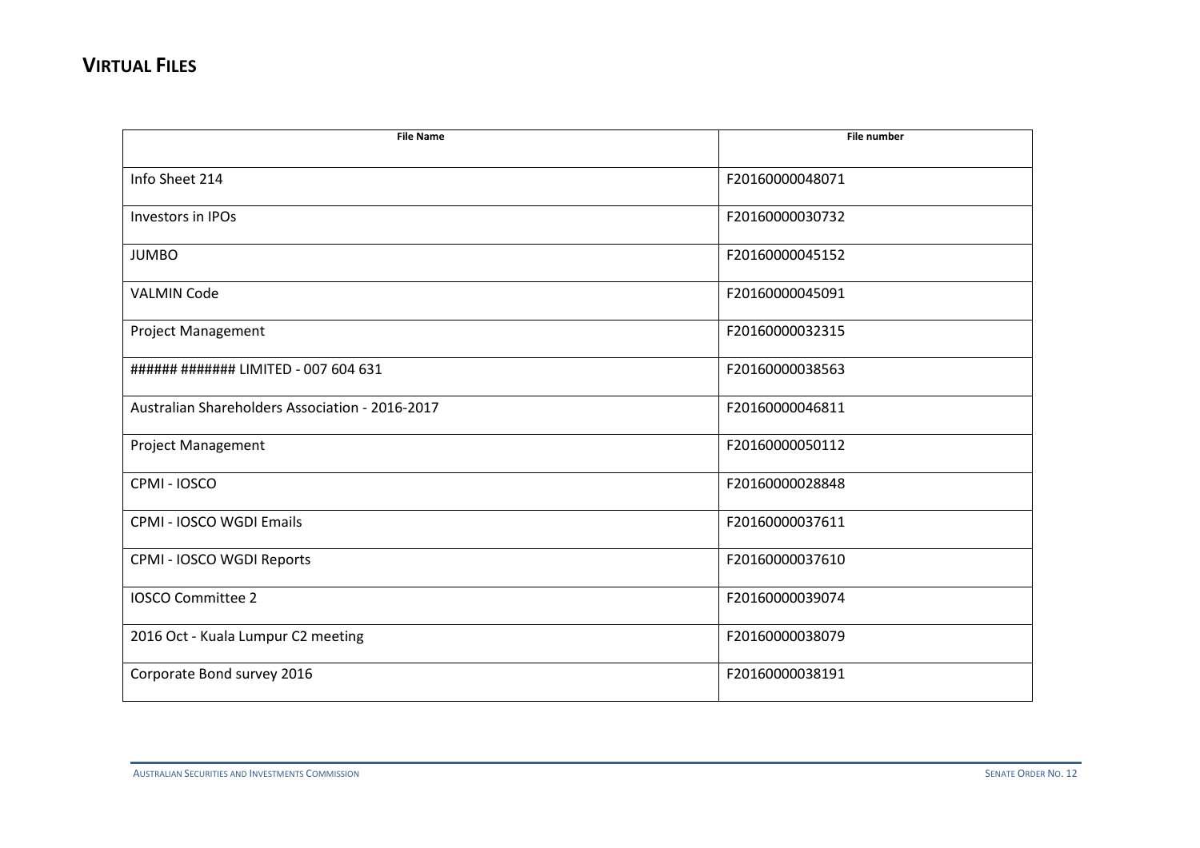## VIRTUAL FILES

| File Name | File number |
| --- | --- |
| Info Sheet 214 | F20160000048071 |
| Investors in IPOs | F20160000030732 |
| JUMBO | F20160000045152 |
| VALMIN Code | F20160000045091 |
| Project Management | F20160000032315 |
| ###### ####### LIMITED - 007 604 631 | F20160000038563 |
| Australian Shareholders Association - 2016-2017 | F20160000046811 |
| Project Management | F20160000050112 |
| CPMI - IOSCO | F20160000028848 |
| CPMI - IOSCO WGDI Emails | F20160000037611 |
| CPMI - IOSCO WGDI Reports | F20160000037610 |
| IOSCO Committee 2 | F20160000039074 |
| 2016 Oct - Kuala Lumpur C2 meeting | F20160000038079 |
| Corporate Bond survey 2016 | F20160000038191 |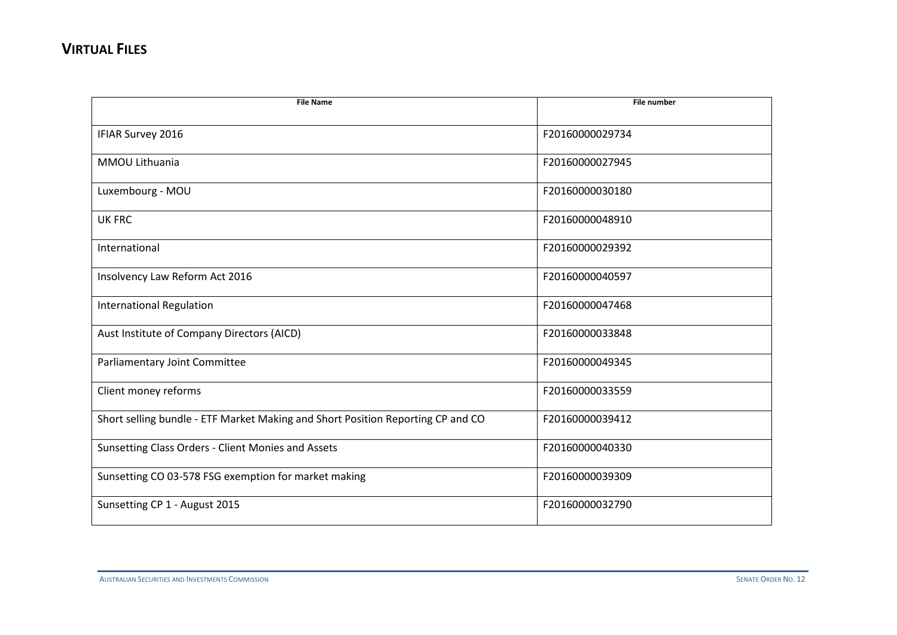## VIRTUAL FILES

| File Name | File number |
|---|---|
| IFIAR Survey 2016 | F20160000029734 |
| MMOU Lithuania | F20160000027945 |
| Luxembourg - MOU | F20160000030180 |
| UK FRC | F20160000048910 |
| International | F20160000029392 |
| Insolvency Law Reform Act 2016 | F20160000040597 |
| International Regulation | F20160000047468 |
| Aust Institute of Company Directors (AICD) | F20160000033848 |
| Parliamentary Joint Committee | F20160000049345 |
| Client money reforms | F20160000033559 |
| Short selling bundle - ETF Market Making and Short Position Reporting CP and CO | F20160000039412 |
| Sunsetting Class Orders - Client Monies and Assets | F20160000040330 |
| Sunsetting CO 03-578 FSG exemption for market making | F20160000039309 |
| Sunsetting CP 1 - August 2015 | F20160000032790 |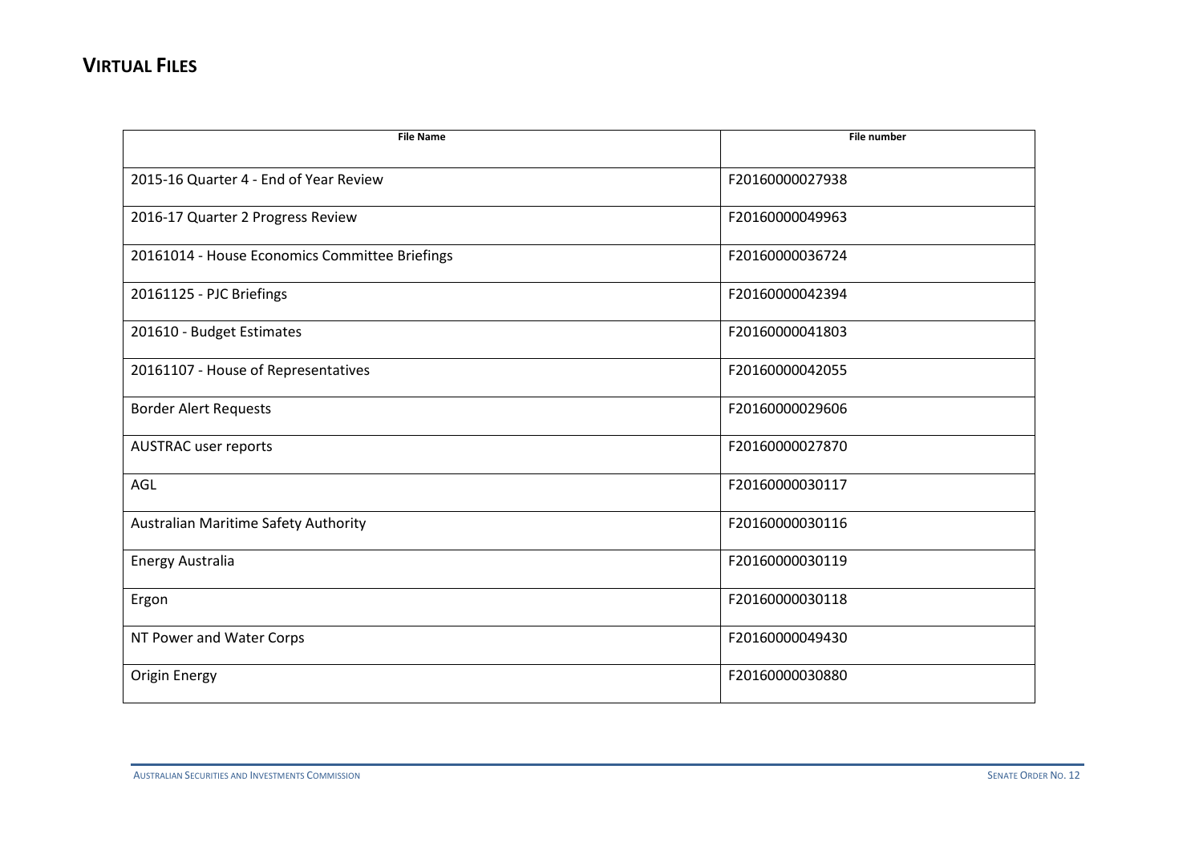## Virtual Files

| File Name | File number |
| --- | --- |
| 2015-16 Quarter 4 - End of Year Review | F20160000027938 |
| 2016-17 Quarter 2 Progress Review | F20160000049963 |
| 20161014 - House Economics Committee Briefings | F20160000036724 |
| 20161125 - PJC Briefings | F20160000042394 |
| 201610 - Budget Estimates | F20160000041803 |
| 20161107 - House of Representatives | F20160000042055 |
| Border Alert Requests | F20160000029606 |
| AUSTRAC user reports | F20160000027870 |
| AGL | F20160000030117 |
| Australian Maritime Safety Authority | F20160000030116 |
| Energy Australia | F20160000030119 |
| Ergon | F20160000030118 |
| NT Power and Water Corps | F20160000049430 |
| Origin Energy | F20160000030880 |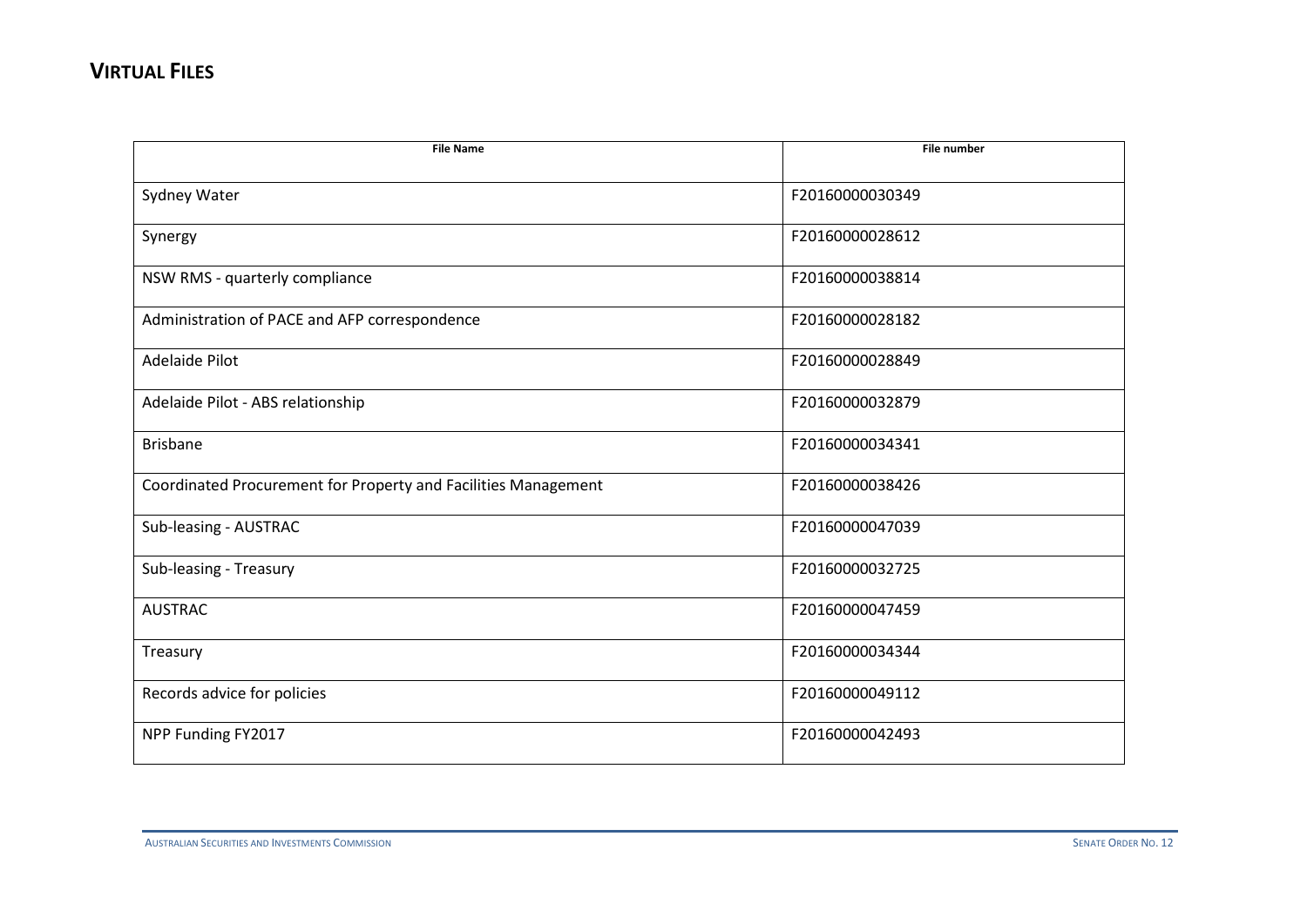## VIRTUAL FILES

| File Name | File number |
| --- | --- |
| Sydney Water | F20160000030349 |
| Synergy | F20160000028612 |
| NSW RMS - quarterly compliance | F20160000038814 |
| Administration of PACE and AFP correspondence | F20160000028182 |
| Adelaide Pilot | F20160000028849 |
| Adelaide Pilot - ABS relationship | F20160000032879 |
| Brisbane | F20160000034341 |
| Coordinated Procurement for Property and Facilities Management | F20160000038426 |
| Sub-leasing - AUSTRAC | F20160000047039 |
| Sub-leasing - Treasury | F20160000032725 |
| AUSTRAC | F20160000047459 |
| Treasury | F20160000034344 |
| Records advice for policies | F20160000049112 |
| NPP Funding FY2017 | F20160000042493 |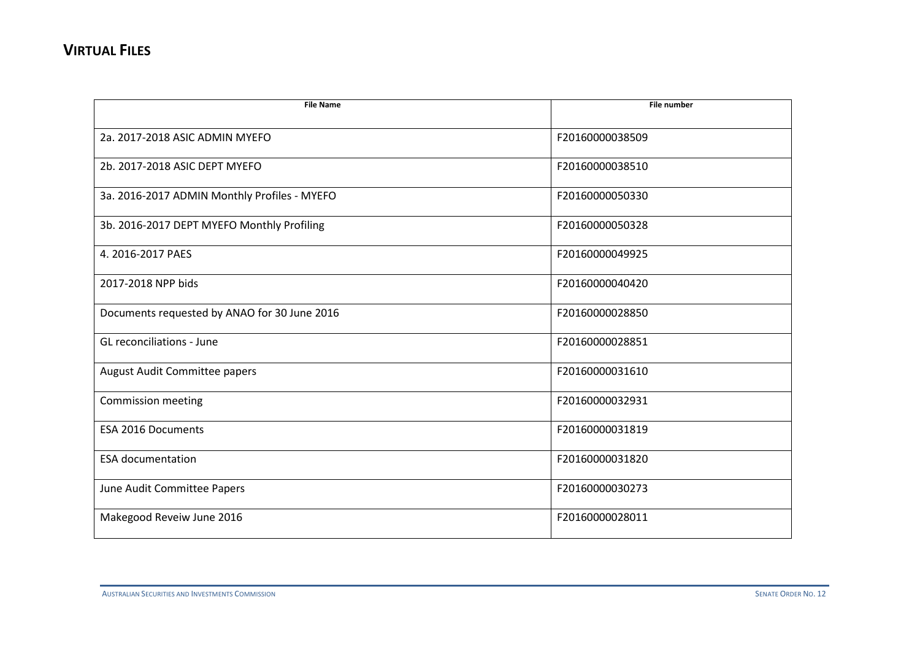## VIRTUAL FILES

| File Name | File number |
|---|---|
| 2a. 2017-2018 ASIC ADMIN MYEFO | F20160000038509 |
| 2b. 2017-2018 ASIC DEPT MYEFO | F20160000038510 |
| 3a. 2016-2017 ADMIN Monthly Profiles - MYEFO | F20160000050330 |
| 3b. 2016-2017 DEPT MYEFO Monthly Profiling | F20160000050328 |
| 4. 2016-2017 PAES | F20160000049925 |
| 2017-2018 NPP bids | F20160000040420 |
| Documents requested by ANAO for 30 June 2016 | F20160000028850 |
| GL reconciliations - June | F20160000028851 |
| August Audit Committee papers | F20160000031610 |
| Commission meeting | F20160000032931 |
| ESA 2016 Documents | F20160000031819 |
| ESA documentation | F20160000031820 |
| June Audit Committee Papers | F20160000030273 |
| Makegood Reveiw June 2016 | F20160000028011 |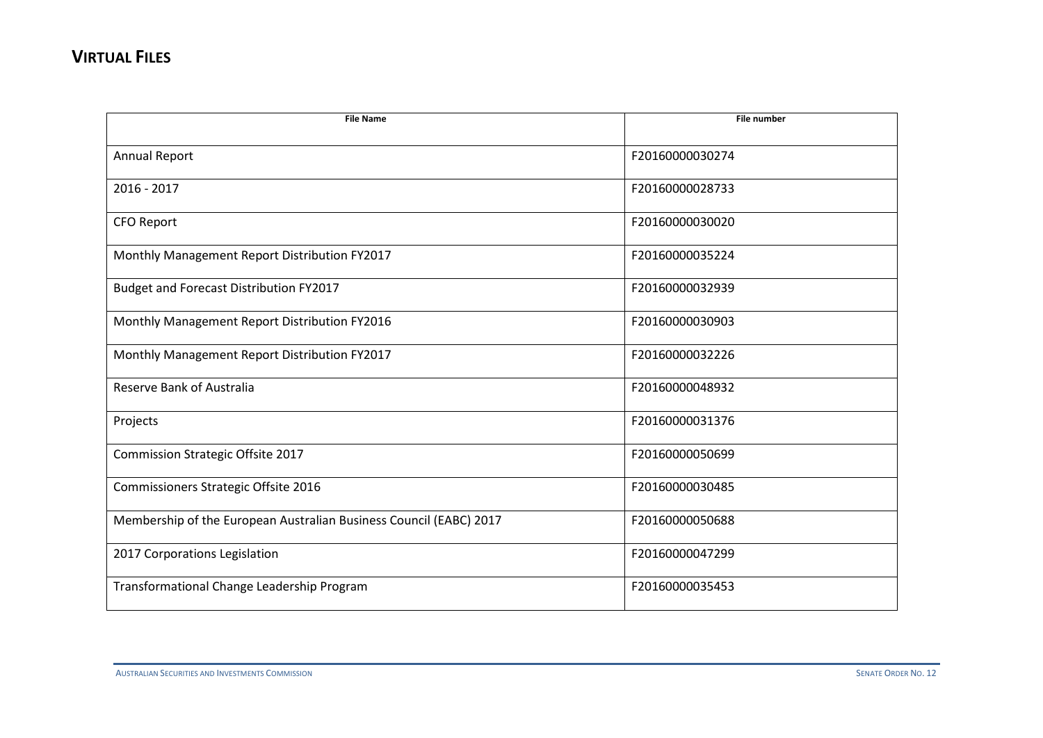## VIRTUAL FILES

| File Name | File number |
|---|---|
| Annual Report | F20160000030274 |
| 2016 - 2017 | F20160000028733 |
| CFO Report | F20160000030020 |
| Monthly Management Report Distribution FY2017 | F20160000035224 |
| Budget and Forecast Distribution FY2017 | F20160000032939 |
| Monthly Management Report Distribution FY2016 | F20160000030903 |
| Monthly Management Report Distribution FY2017 | F20160000032226 |
| Reserve Bank of Australia | F20160000048932 |
| Projects | F20160000031376 |
| Commission Strategic Offsite 2017 | F20160000050699 |
| Commissioners Strategic Offsite 2016 | F20160000030485 |
| Membership of the European Australian Business Council (EABC) 2017 | F20160000050688 |
| 2017 Corporations Legislation | F20160000047299 |
| Transformational Change Leadership Program | F20160000035453 |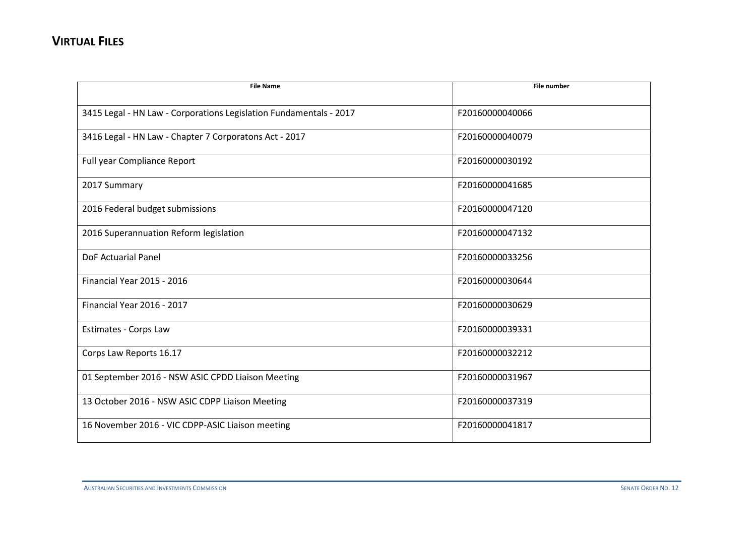## VIRTUAL FILES

| File Name | File number |
|---|---|
| 3415 Legal - HN Law - Corporations Legislation Fundamentals - 2017 | F20160000040066 |
| 3416 Legal - HN Law - Chapter 7 Corporatons Act - 2017 | F20160000040079 |
| Full year Compliance Report | F20160000030192 |
| 2017 Summary | F20160000041685 |
| 2016 Federal budget submissions | F20160000047120 |
| 2016 Superannuation Reform legislation | F20160000047132 |
| DoF Actuarial Panel | F20160000033256 |
| Financial Year 2015 - 2016 | F20160000030644 |
| Financial Year 2016 - 2017 | F20160000030629 |
| Estimates - Corps Law | F20160000039331 |
| Corps Law Reports 16.17 | F20160000032212 |
| 01 September 2016 - NSW ASIC CPDD Liaison Meeting | F20160000031967 |
| 13 October 2016 - NSW ASIC CDPP Liaison Meeting | F20160000037319 |
| 16 November 2016 - VIC CDPP-ASIC Liaison meeting | F20160000041817 |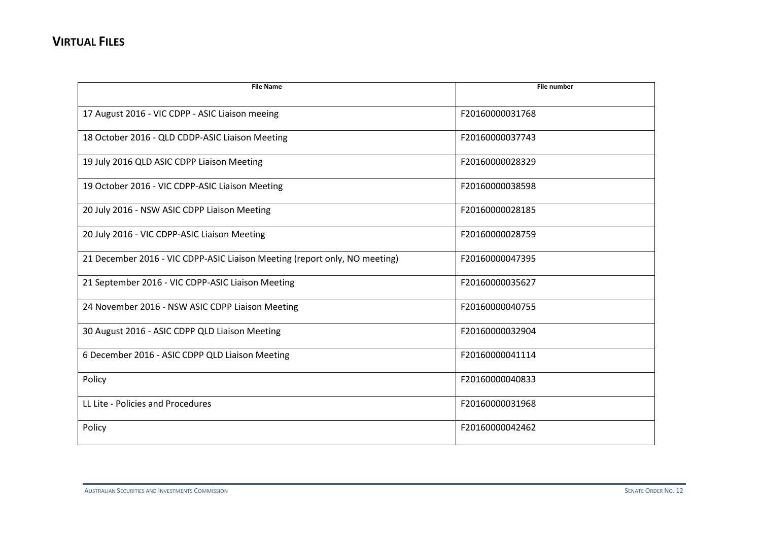## VIRTUAL FILES

| File Name | File number |
|---|---|
| 17 August 2016 - VIC CDPP - ASIC Liaison meeing | F20160000031768 |
| 18 October 2016 - QLD CDDP-ASIC Liaison Meeting | F20160000037743 |
| 19 July 2016 QLD ASIC CDPP Liaison Meeting | F20160000028329 |
| 19 October 2016 - VIC CDPP-ASIC Liaison Meeting | F20160000038598 |
| 20 July 2016 - NSW ASIC CDPP Liaison Meeting | F20160000028185 |
| 20 July 2016 - VIC CDPP-ASIC Liaison Meeting | F20160000028759 |
| 21 December 2016 - VIC CDPP-ASIC Liaison Meeting (report only, NO meeting) | F20160000047395 |
| 21 September 2016 - VIC CDPP-ASIC Liaison Meeting | F20160000035627 |
| 24 November 2016 - NSW ASIC CDPP Liaison Meeting | F20160000040755 |
| 30 August 2016 - ASIC CDPP QLD Liaison Meeting | F20160000032904 |
| 6 December 2016 - ASIC CDPP QLD Liaison Meeting | F20160000041114 |
| Policy | F20160000040833 |
| LL Lite - Policies and Procedures | F20160000031968 |
| Policy | F20160000042462 |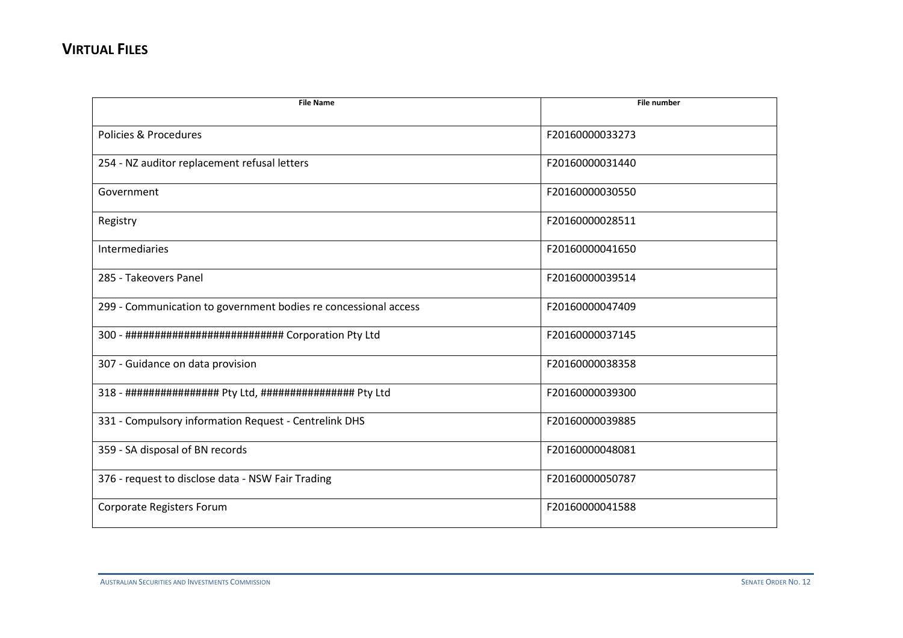## VIRTUAL FILES

| File Name | File number |
| --- | --- |
| Policies & Procedures | F20160000033273 |
| 254 - NZ auditor replacement refusal letters | F20160000031440 |
| Government | F20160000030550 |
| Registry | F20160000028511 |
| Intermediaries | F20160000041650 |
| 285 - Takeovers Panel | F20160000039514 |
| 299 - Communication to government bodies re concessional access | F20160000047409 |
| 300 - ########################### Corporation Pty Ltd | F20160000037145 |
| 307 - Guidance on data provision | F20160000038358 |
| 318 - ################ Pty Ltd, ################ Pty Ltd | F20160000039300 |
| 331 - Compulsory information Request - Centrelink DHS | F20160000039885 |
| 359 - SA disposal of BN records | F20160000048081 |
| 376 - request to disclose data - NSW Fair Trading | F20160000050787 |
| Corporate Registers Forum | F20160000041588 |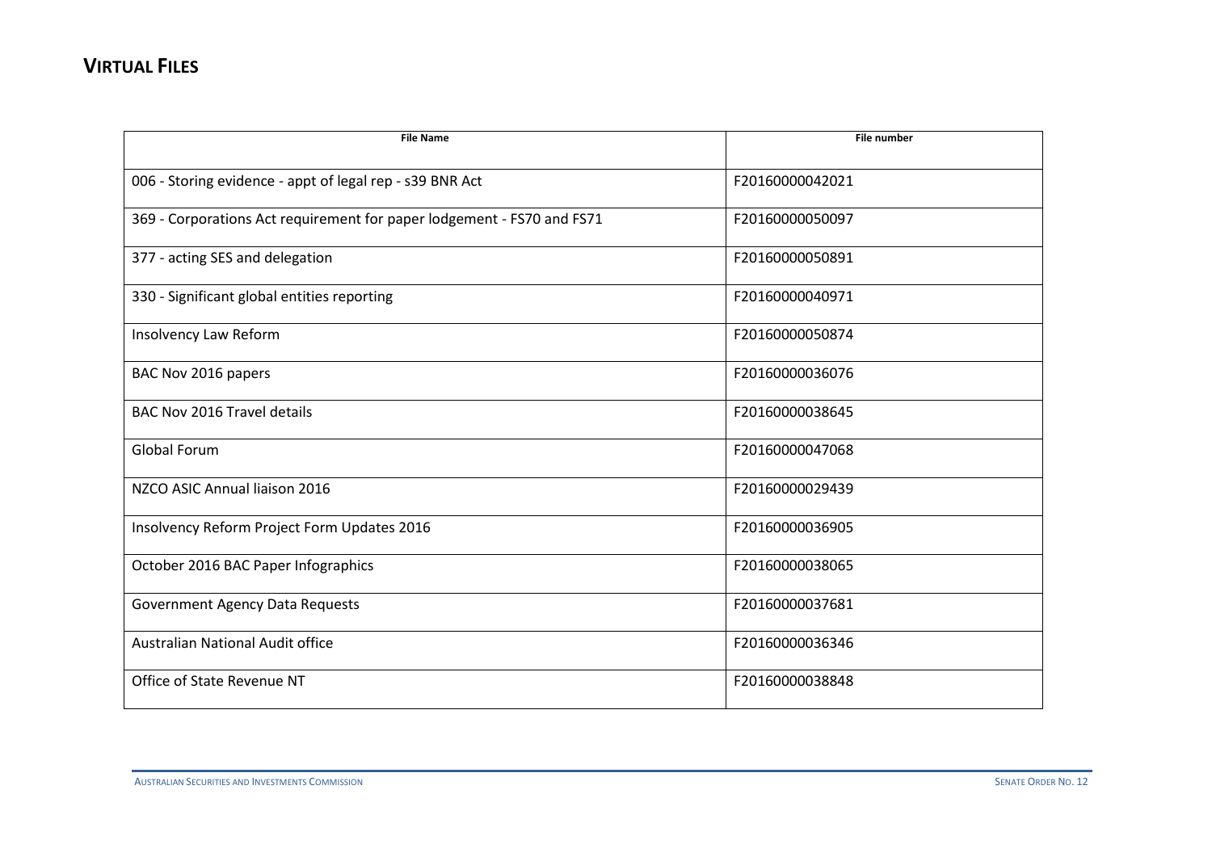## VIRTUAL FILES

| File Name | File number |
|---|---|
| 006 - Storing evidence - appt of legal rep - s39 BNR Act | F20160000042021 |
| 369 - Corporations Act requirement for paper lodgement - FS70 and FS71 | F20160000050097 |
| 377 - acting SES and delegation | F20160000050891 |
| 330 - Significant global entities reporting | F20160000040971 |
| Insolvency Law Reform | F20160000050874 |
| BAC Nov 2016 papers | F20160000036076 |
| BAC Nov 2016 Travel details | F20160000038645 |
| Global Forum | F20160000047068 |
| NZCO ASIC Annual liaison 2016 | F20160000029439 |
| Insolvency Reform Project Form Updates 2016 | F20160000036905 |
| October 2016 BAC Paper Infographics | F20160000038065 |
| Government Agency Data Requests | F20160000037681 |
| Australian National Audit office | F20160000036346 |
| Office of State Revenue NT | F20160000038848 |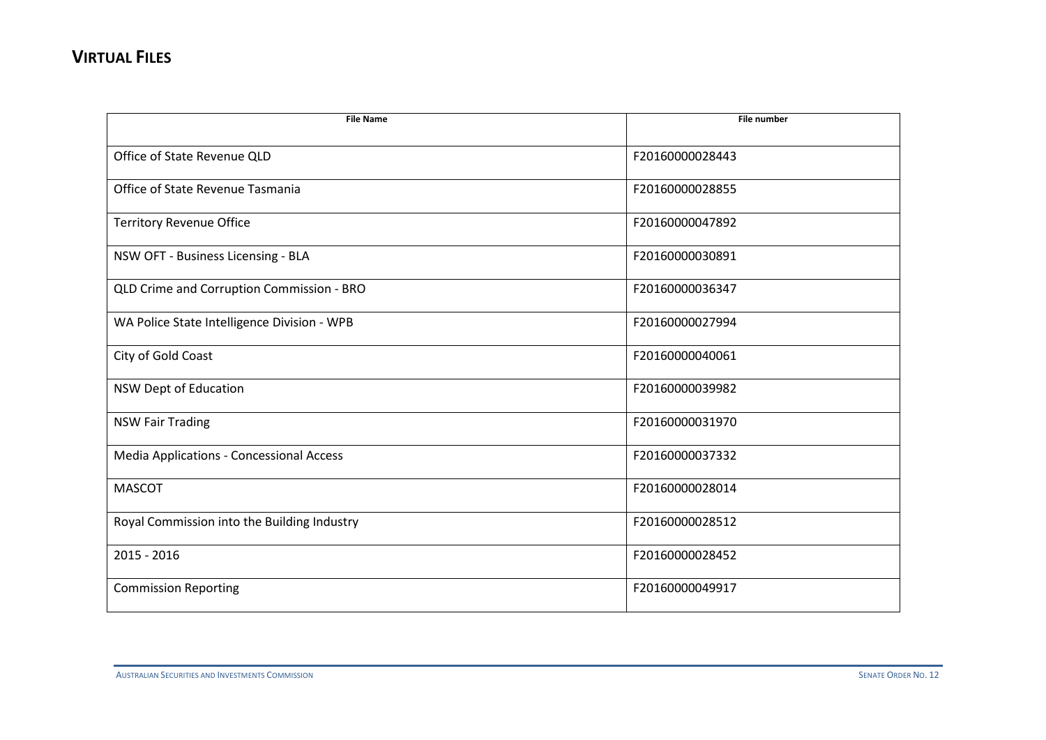## VIRTUAL FILES

| File Name | File number |
|---|---|
| Office of State Revenue QLD | F20160000028443 |
| Office of State Revenue Tasmania | F20160000028855 |
| Territory Revenue Office | F20160000047892 |
| NSW OFT - Business Licensing - BLA | F20160000030891 |
| QLD Crime and Corruption Commission - BRO | F20160000036347 |
| WA Police State Intelligence Division - WPB | F20160000027994 |
| City of Gold Coast | F20160000040061 |
| NSW Dept of Education | F20160000039982 |
| NSW Fair Trading | F20160000031970 |
| Media Applications - Concessional Access | F20160000037332 |
| MASCOT | F20160000028014 |
| Royal Commission into the Building Industry | F20160000028512 |
| 2015 - 2016 | F20160000028452 |
| Commission Reporting | F20160000049917 |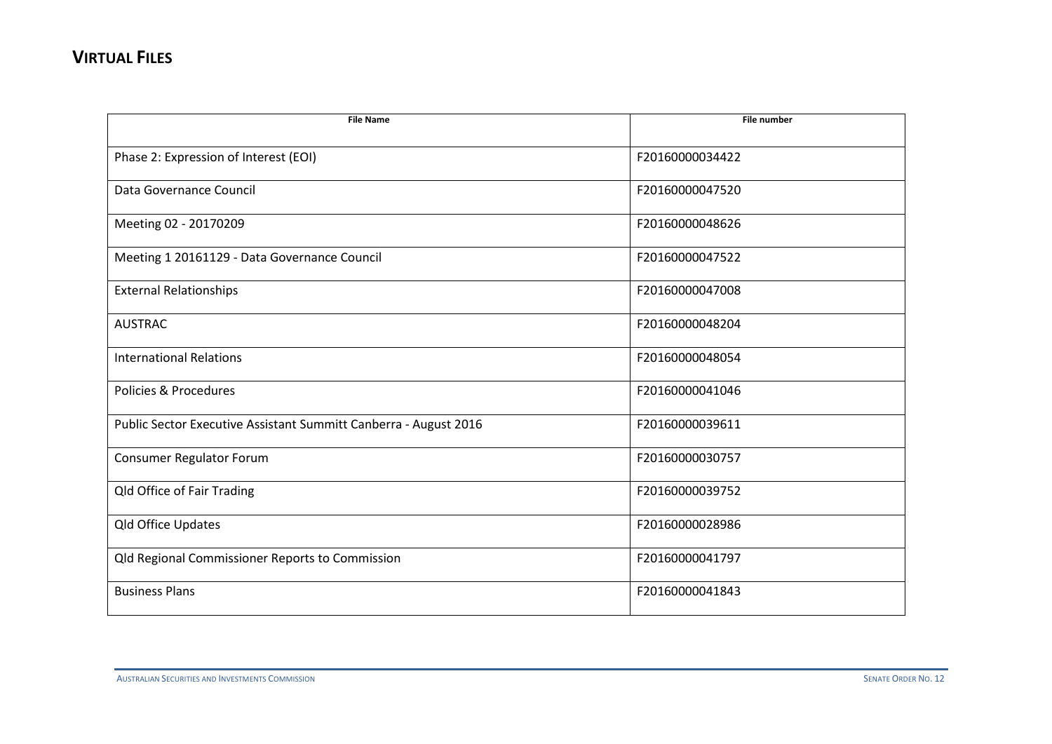## VIRTUAL FILES

| File Name | File number |
|---|---|
| Phase 2: Expression of Interest (EOI) | F20160000034422 |
| Data Governance Council | F20160000047520 |
| Meeting 02 - 20170209 | F20160000048626 |
| Meeting 1 20161129 - Data Governance Council | F20160000047522 |
| External Relationships | F20160000047008 |
| AUSTRAC | F20160000048204 |
| International Relations | F20160000048054 |
| Policies & Procedures | F20160000041046 |
| Public Sector Executive Assistant Summitt Canberra - August 2016 | F20160000039611 |
| Consumer Regulator Forum | F20160000030757 |
| Qld Office of Fair Trading | F20160000039752 |
| Qld Office Updates | F20160000028986 |
| Qld Regional Commissioner Reports to Commission | F20160000041797 |
| Business Plans | F20160000041843 |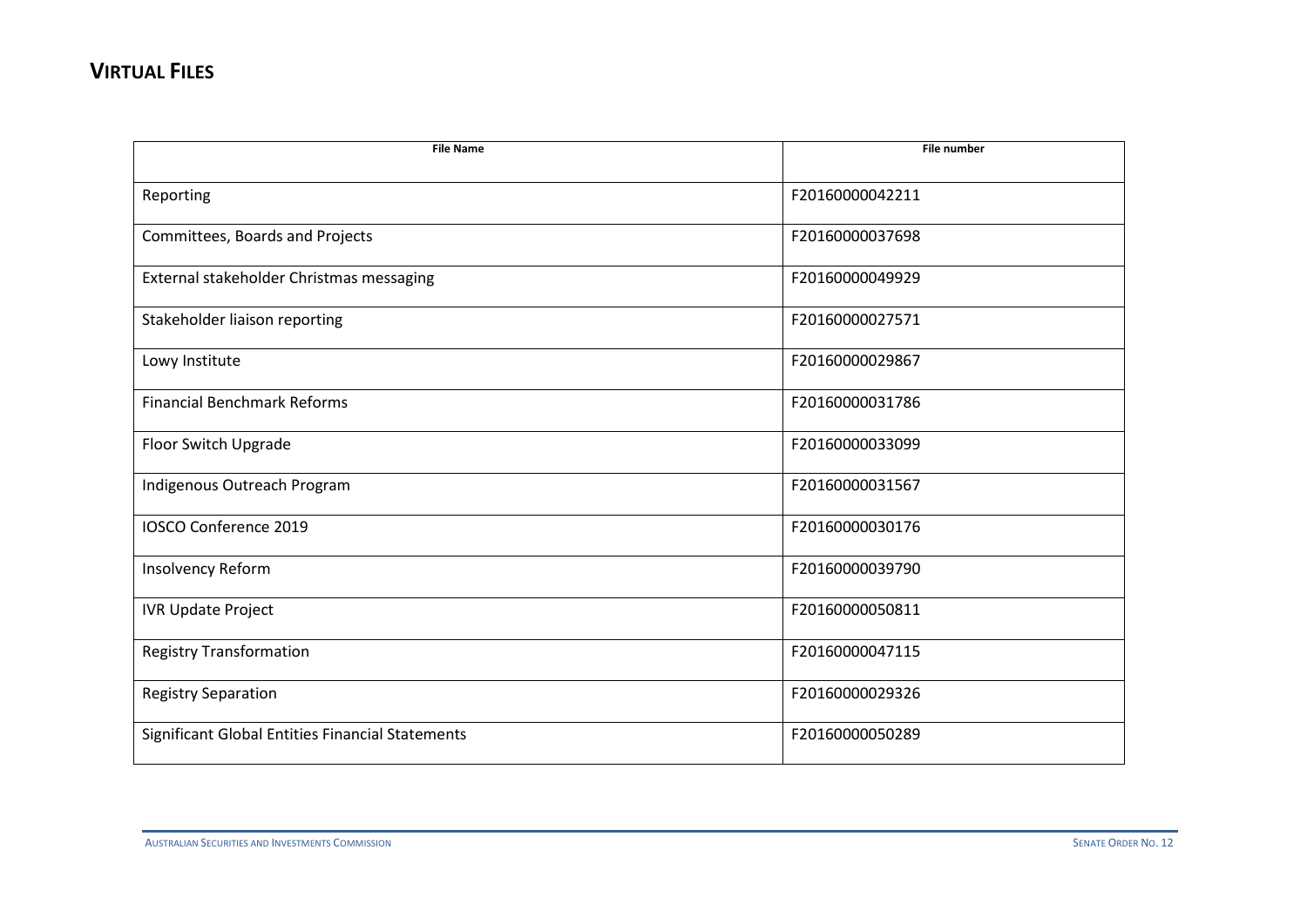## VIRTUAL FILES

| File Name | File number |
|---|---|
| Reporting | F20160000042211 |
| Committees, Boards and Projects | F20160000037698 |
| External stakeholder Christmas messaging | F20160000049929 |
| Stakeholder liaison reporting | F20160000027571 |
| Lowy Institute | F20160000029867 |
| Financial Benchmark Reforms | F20160000031786 |
| Floor Switch Upgrade | F20160000033099 |
| Indigenous Outreach Program | F20160000031567 |
| IOSCO Conference 2019 | F20160000030176 |
| Insolvency Reform | F20160000039790 |
| IVR Update Project | F20160000050811 |
| Registry Transformation | F20160000047115 |
| Registry Separation | F20160000029326 |
| Significant Global Entities Financial Statements | F20160000050289 |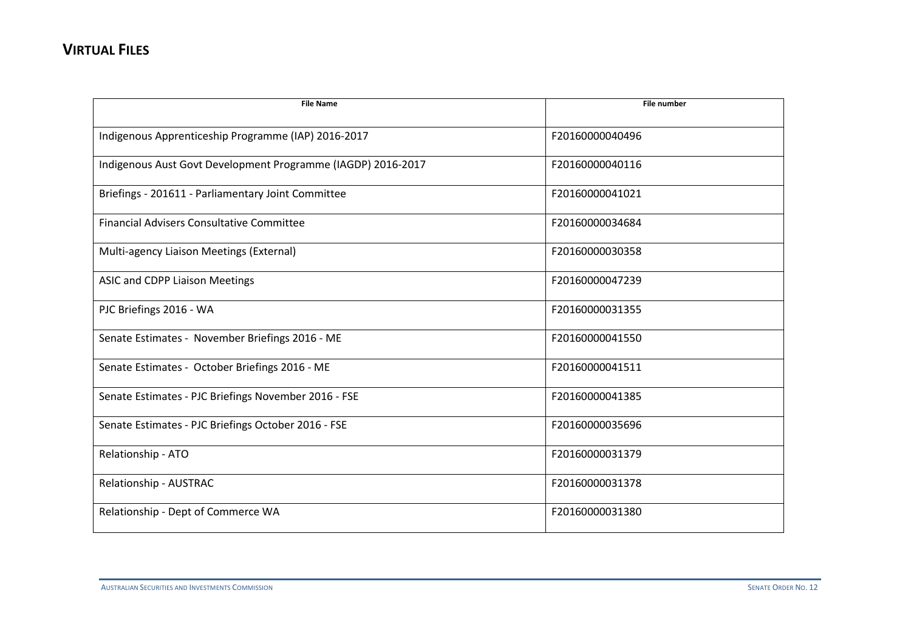## VIRTUAL FILES

| File Name | File number |
| --- | --- |
| Indigenous Apprenticeship Programme (IAP) 2016-2017 | F20160000040496 |
| Indigenous Aust Govt Development Programme (IAGDP) 2016-2017 | F20160000040116 |
| Briefings - 201611 - Parliamentary Joint Committee | F20160000041021 |
| Financial Advisers Consultative Committee | F20160000034684 |
| Multi-agency Liaison Meetings (External) | F20160000030358 |
| ASIC and CDPP Liaison Meetings | F20160000047239 |
| PJC Briefings 2016 - WA | F20160000031355 |
| Senate Estimates - November Briefings 2016 - ME | F20160000041550 |
| Senate Estimates - October Briefings 2016 - ME | F20160000041511 |
| Senate Estimates - PJC Briefings November 2016 - FSE | F20160000041385 |
| Senate Estimates - PJC Briefings October 2016 - FSE | F20160000035696 |
| Relationship - ATO | F20160000031379 |
| Relationship - AUSTRAC | F20160000031378 |
| Relationship - Dept of Commerce WA | F20160000031380 |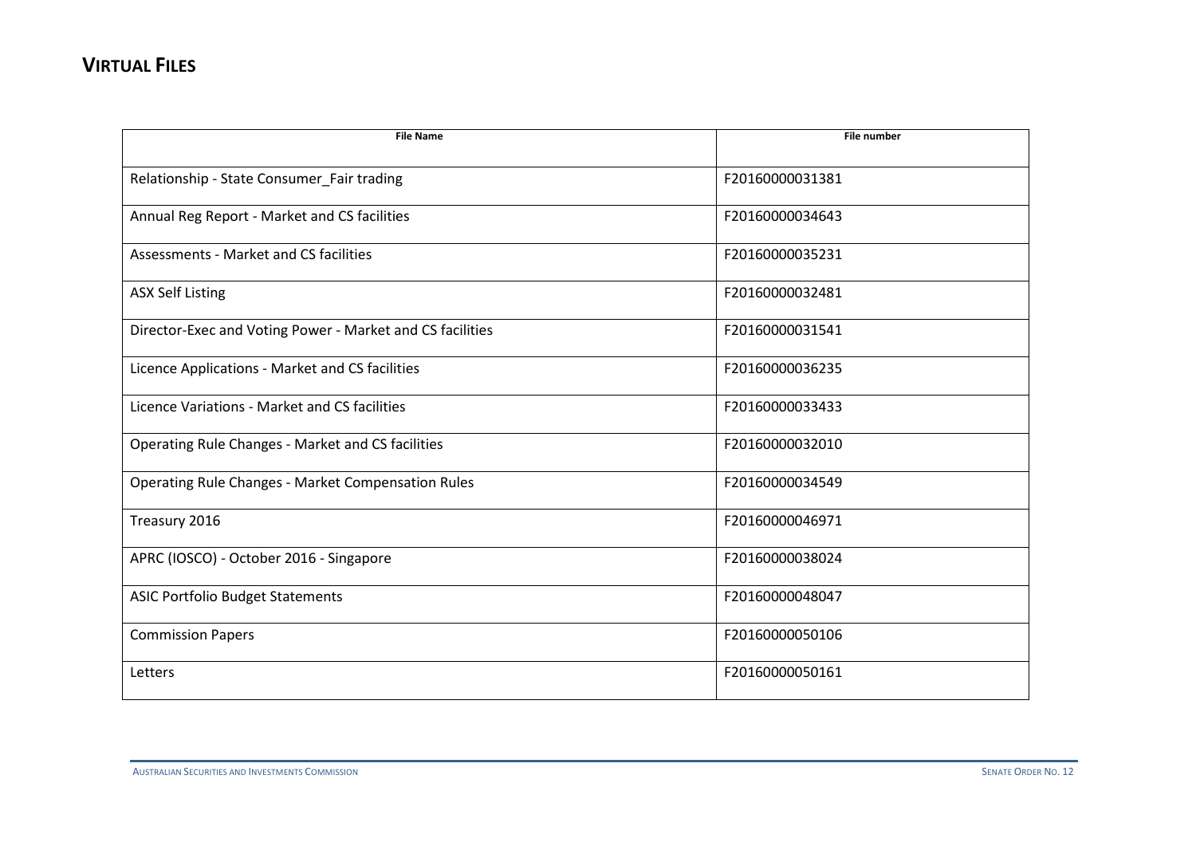## VIRTUAL FILES

| File Name | File number |
|---|---|
| Relationship - State Consumer_Fair trading | F20160000031381 |
| Annual Reg Report - Market and CS facilities | F20160000034643 |
| Assessments - Market and CS facilities | F20160000035231 |
| ASX Self Listing | F20160000032481 |
| Director-Exec and Voting Power - Market and CS facilities | F20160000031541 |
| Licence Applications - Market and CS facilities | F20160000036235 |
| Licence Variations - Market and CS facilities | F20160000033433 |
| Operating Rule Changes - Market and CS facilities | F20160000032010 |
| Operating Rule Changes - Market Compensation Rules | F20160000034549 |
| Treasury 2016 | F20160000046971 |
| APRC (IOSCO) - October 2016 - Singapore | F20160000038024 |
| ASIC Portfolio Budget Statements | F20160000048047 |
| Commission Papers | F20160000050106 |
| Letters | F20160000050161 |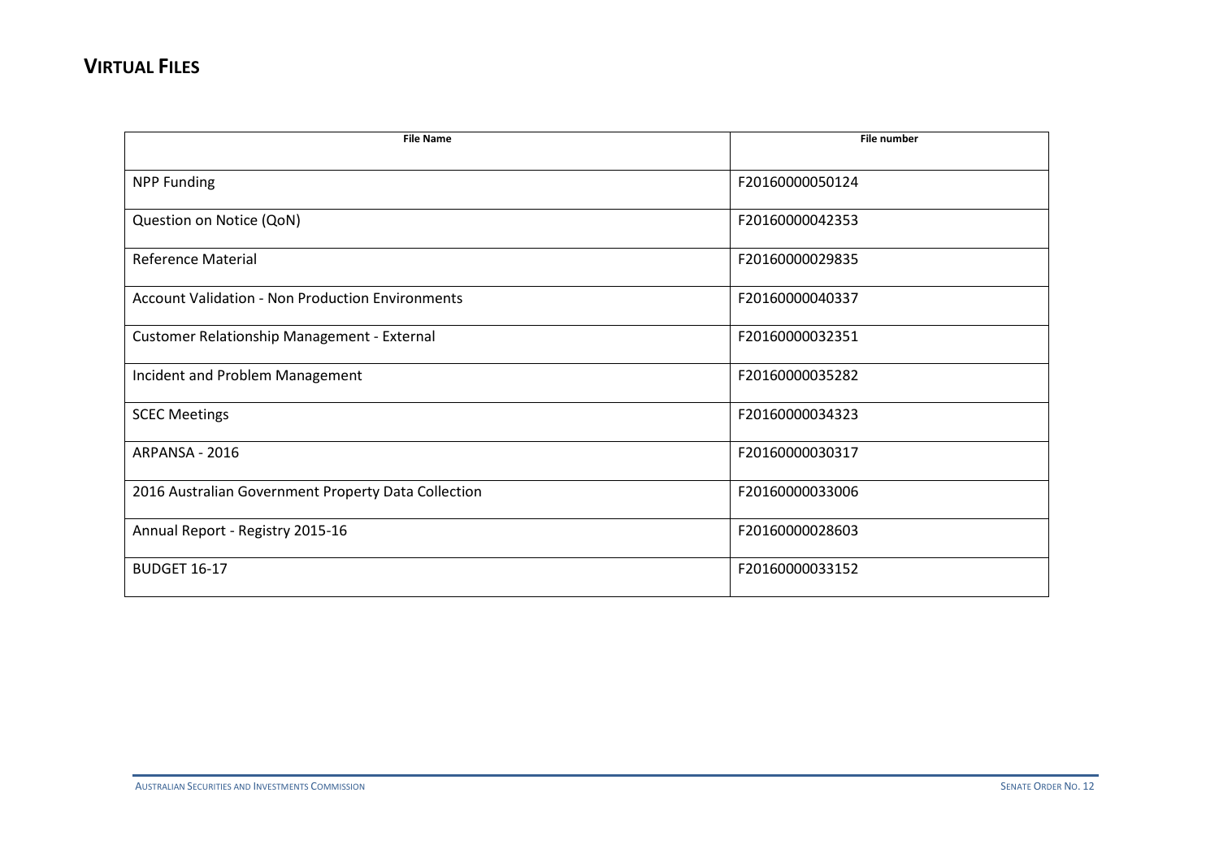## VIRTUAL FILES

| File Name | File number |
|---|---|
| NPP Funding | F20160000050124 |
| Question on Notice (QoN) | F20160000042353 |
| Reference Material | F20160000029835 |
| Account Validation - Non Production Environments | F20160000040337 |
| Customer Relationship Management - External | F20160000032351 |
| Incident and Problem Management | F20160000035282 |
| SCEC Meetings | F20160000034323 |
| ARPANSA - 2016 | F20160000030317 |
| 2016 Australian Government Property Data Collection | F20160000033006 |
| Annual Report - Registry 2015-16 | F20160000028603 |
| BUDGET 16-17 | F20160000033152 |